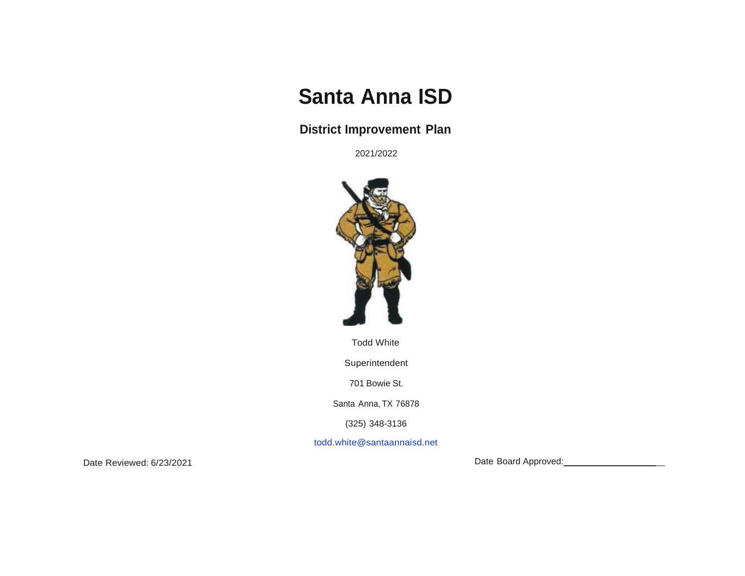# Santa Anna ISD

## District Improvement Plan

2021/2022

Todd White

Superintendent

701 Bowie St.

Santa Anna, TX 76878

(325) 348-3136

todd.white@santaannaisd.net

Date Reviewed: 6/23/2021

Date Board Approved: ____________________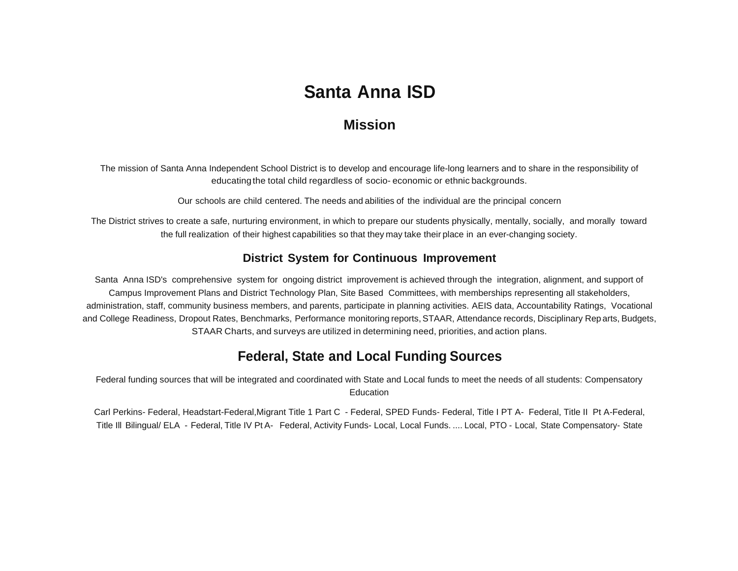# Santa Anna ISD

## Mission

The mission of Santa Anna Independent School District is to develop and encourage life-long learners and to share in the responsibility of educating the total child regardless of socio- economic or ethnic backgrounds.

Our schools are child centered. The needs and abilities of the individual are the principal concern

The District strives to create a safe, nurturing environment, in which to prepare our students physically, mentally, socially, and morally toward the full realization of their highest capabilities so that they may take their place in an ever-changing society.

### District System for Continuous Improvement

Santa Anna ISD's comprehensive system for ongoing district improvement is achieved through the integration, alignment, and support of Campus Improvement Plans and District Technology Plan, Site Based Committees, with memberships representing all stakeholders, administration, staff, community business members, and parents, participate in planning activities. AEIS data, Accountability Ratings, Vocational and College Readiness, Dropout Rates, Benchmarks, Performance monitoring reports, STAAR, Attendance records, Disciplinary Rep arts, Budgets, STAAR Charts, and surveys are utilized in determining need, priorities, and action plans.

## Federal, State and Local Funding Sources

Federal funding sources that will be integrated and coordinated with State and Local funds to meet the needs of all students: Compensatory Education

Carl Perkins- Federal, Headstart-Federal,Migrant Title 1 Part C - Federal, SPED Funds- Federal, Title I PT A- Federal, Title II Pt A-Federal, Title Ill Bilingual/ ELA - Federal, Title IV Pt A- Federal, Activity Funds- Local, Local Funds. .... Local, PTO - Local, State Compensatory- State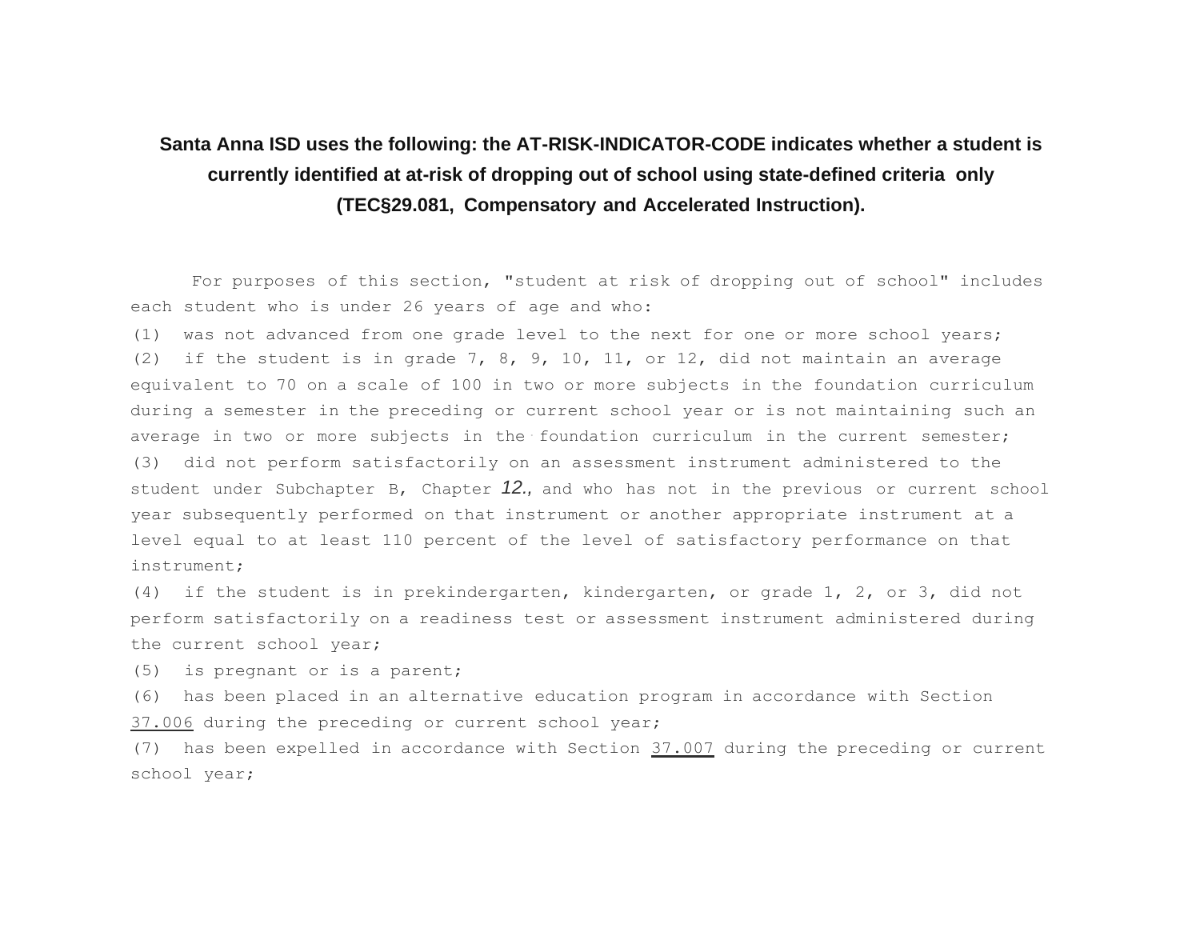**Santa Anna ISD uses the following: the AT-RISK-INDICATOR-CODE indicates whether a student is currently identified at at-risk of dropping out of school using state-defined criteria only (TEC§29.081, Compensatory and Accelerated Instruction).**

For purposes of this section, "student at risk of dropping out of school" includes each student who is under 26 years of age and who:

(1) was not advanced from one grade level to the next for one or more school years;

(2) if the student is in grade 7, 8, 9, 10, 11, or 12, did not maintain an average equivalent to 70 on a scale of 100 in two or more subjects in the foundation curriculum during a semester in the preceding or current school year or is not maintaining such an average in two or more subjects in the foundation curriculum in the current semester;

(3) did not perform satisfactorily on an assessment instrument administered to the student under Subchapter B, Chapter 12., and who has not in the previous or current school year subsequently performed on that instrument or another appropriate instrument at a level equal to at least 110 percent of the level of satisfactory performance on that instrument;

(4) if the student is in prekindergarten, kindergarten, or grade 1, 2, or 3, did not perform satisfactorily on a readiness test or assessment instrument administered during the current school year;

(5) is pregnant or is a parent;

(6) has been placed in an alternative education program in accordance with Section 37.006 during the preceding or current school year;

(7) has been expelled in accordance with Section 37.007 during the preceding or current school year;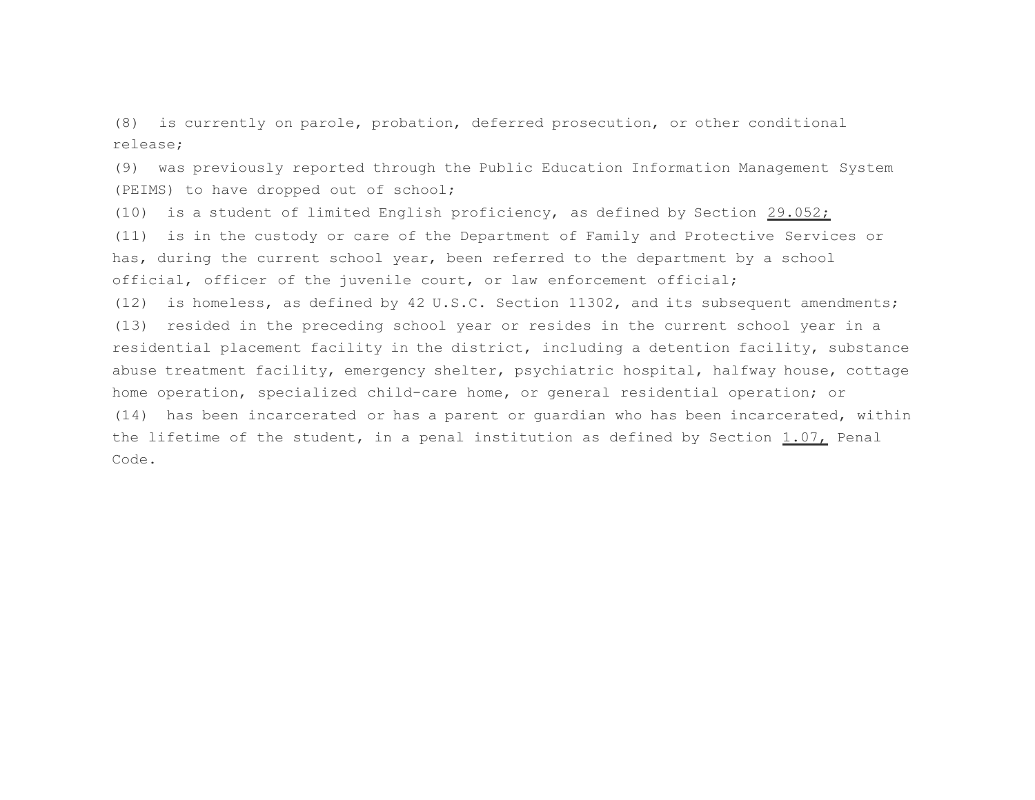(8) is currently on parole, probation, deferred prosecution, or other conditional release;

(9) was previously reported through the Public Education Information Management System (PEIMS) to have dropped out of school;

(10) is a student of limited English proficiency, as defined by Section 29.052;

(11) is in the custody or care of the Department of Family and Protective Services or has, during the current school year, been referred to the department by a school official, officer of the juvenile court, or law enforcement official;

(12) is homeless, as defined by 42 U.S.C. Section 11302, and its subsequent amendments;

(13) resided in the preceding school year or resides in the current school year in a residential placement facility in the district, including a detention facility, substance abuse treatment facility, emergency shelter, psychiatric hospital, halfway house, cottage home operation, specialized child-care home, or general residential operation; or

(14) has been incarcerated or has a parent or guardian who has been incarcerated, within the lifetime of the student, in a penal institution as defined by Section 1.07, Penal Code.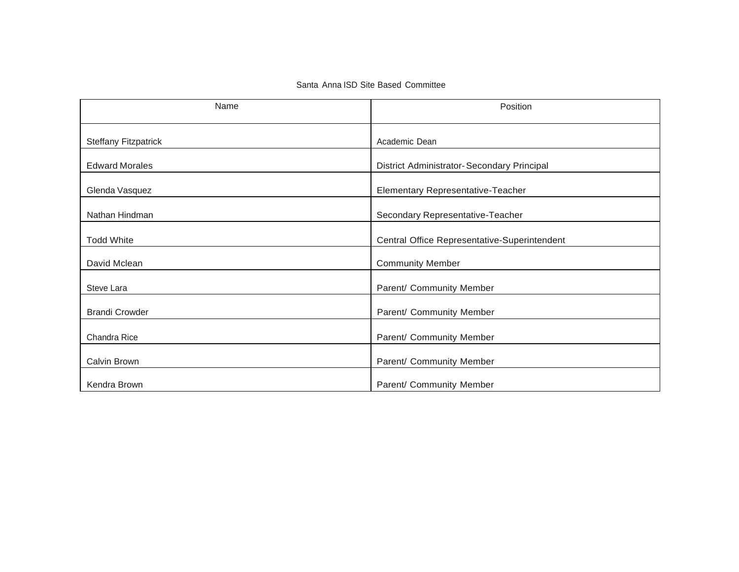Santa Anna ISD Site Based Committee

| Name | Position |
|---|---|
| Steffany Fitzpatrick | Academic Dean |
| Edward Morales | District Administrator- Secondary Principal |
| Glenda Vasquez | Elementary Representative-Teacher |
| Nathan Hindman | Secondary Representative-Teacher |
| Todd White | Central Office Representative-Superintendent |
| David Mclean | Community Member |
| Steve Lara | Parent/ Community Member |
| Brandi Crowder | Parent/ Community Member |
| Chandra Rice | Parent/ Community Member |
| Calvin Brown | Parent/ Community Member |
| Kendra Brown | Parent/ Community Member |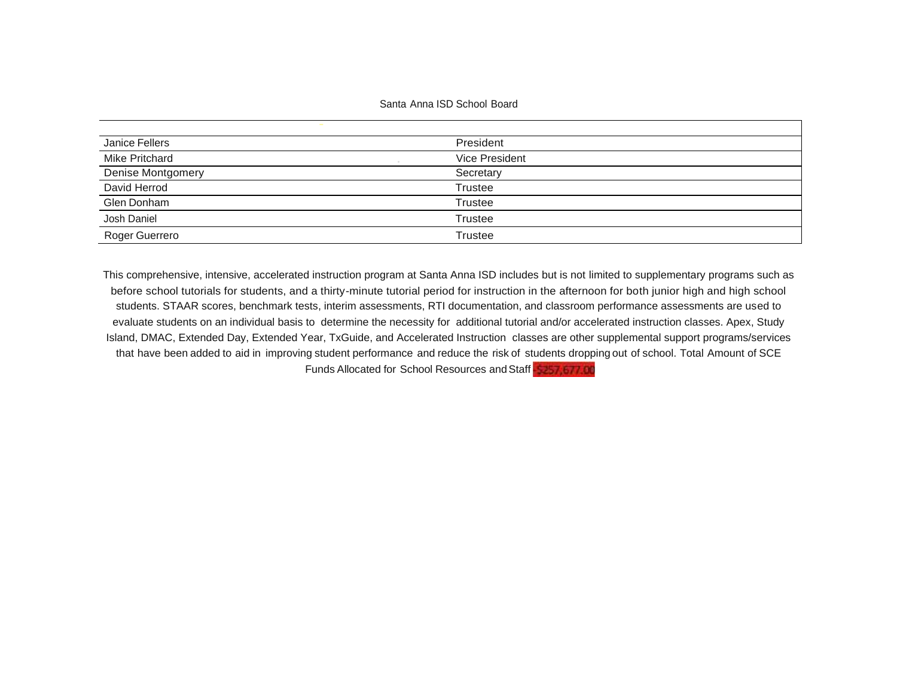Santa Anna ISD School Board

| | |
|---|---|
| Janice Fellers | President |
| Mike Pritchard | Vice President |
| Denise Montgomery | Secretary |
| David Herrod | Trustee |
| Glen Donham | Trustee |
| Josh Daniel | Trustee |
| Roger Guerrero | Trustee |

This comprehensive, intensive, accelerated instruction program at Santa Anna ISD includes but is not limited to supplementary programs such as before school tutorials for students, and a thirty-minute tutorial period for instruction in the afternoon for both junior high and high school students. STAAR scores, benchmark tests, interim assessments, RTI documentation, and classroom performance assessments are used to evaluate students on an individual basis to determine the necessity for additional tutorial and/or accelerated instruction classes. Apex, Study Island, DMAC, Extended Day, Extended Year, TxGuide, and Accelerated Instruction classes are other supplemental support programs/services that have been added to aid in improving student performance and reduce the risk of students dropping out of school. Total Amount of SCE Funds Allocated for School Resources and Staff -$257,677.00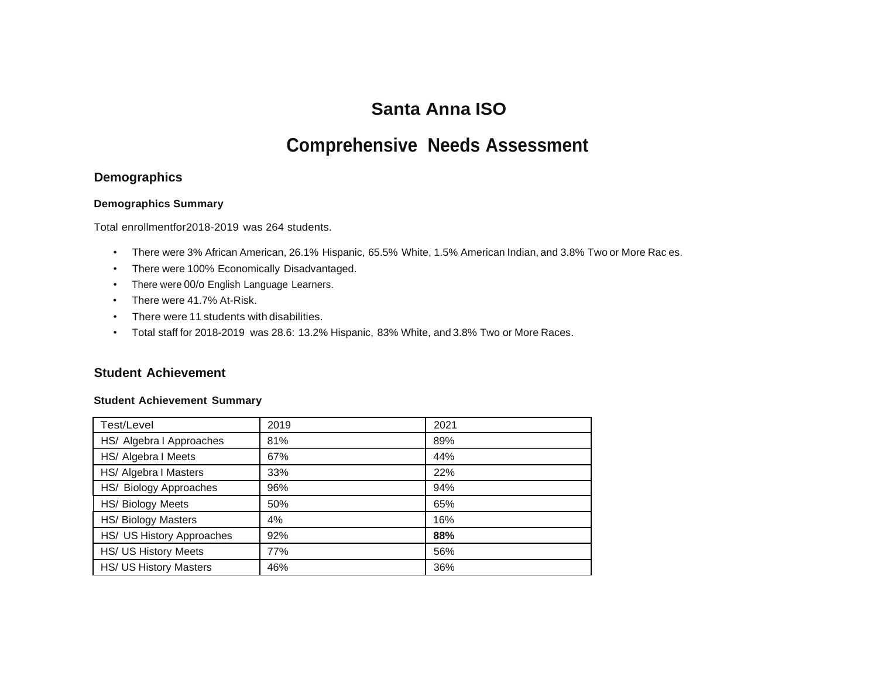# Santa Anna ISO

# Comprehensive Needs Assessment

## Demographics

### Demographics Summary

Total enrollmentfor2018-2019 was 264 students.

- There were 3% African American, 26.1% Hispanic, 65.5% White, 1.5% American Indian, and 3.8% Two or More Rac es.
- There were 100% Economically Disadvantaged.
- There were 00/o English Language Learners.
- There were 41.7% At-Risk.
- There were 11 students with disabilities.
- Total staff for 2018-2019 was 28.6: 13.2% Hispanic, 83% White, and 3.8% Two or More Races.

## Student Achievement

### Student Achievement Summary

| Test/Level | 2019 | 2021 |
|---|---|---|
| HS/ Algebra I Approaches | 81% | 89% |
| HS/ Algebra I Meets | 67% | 44% |
| HS/ Algebra I Masters | 33% | 22% |
| HS/ Biology Approaches | 96% | 94% |
| HS/ Biology Meets | 50% | 65% |
| HS/ Biology Masters | 4% | 16% |
| HS/ US History Approaches | 92% | **88%** |
| HS/ US History Meets | 77% | 56% |
| HS/ US History Masters | 46% | 36% |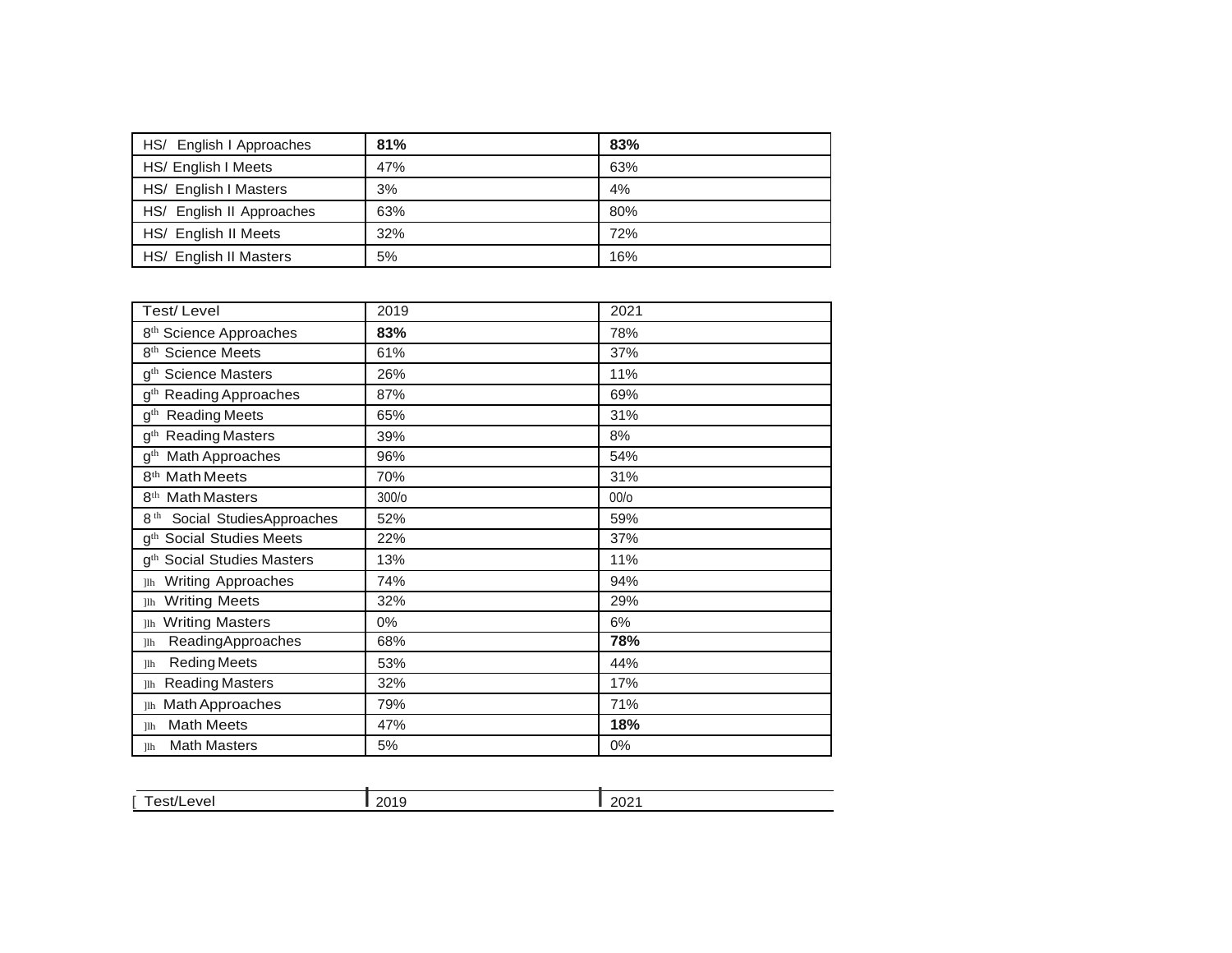| HS/ English I Approaches | **81%** | **83%** |
|---|---|---|
| HS/ English I Meets | 47% | 63% |
| HS/ English I Masters | 3% | 4% |
| HS/ English II Approaches | 63% | 80% |
| HS/ English II Meets | 32% | 72% |
| HS/ English II Masters | 5% | 16% |

| Test/ Level | 2019 | 2021 |
|---|---|---|
| 8th Science Approaches | **83%** | 78% |
| 8th Science Meets | 61% | 37% |
| gth Science Masters | 26% | 11% |
| gth Reading Approaches | 87% | 69% |
| gth Reading Meets | 65% | 31% |
| gth Reading Masters | 39% | 8% |
| gth Math Approaches | 96% | 54% |
| 8th Math Meets | 70% | 31% |
| 8th Math Masters | 300/o | 00/o |
| 8 th Social StudiesApproaches | 52% | 59% |
| gth Social Studies Meets | 22% | 37% |
| gth Social Studies Masters | 13% | 11% |
| ]lh Writing Approaches | 74% | 94% |
| ]lh Writing Meets | 32% | 29% |
| ]lh Writing Masters | 0% | 6% |
| ]lh ReadingApproaches | 68% | **78%** |
| ]lh Reding Meets | 53% | 44% |
| ]lh Reading Masters | 32% | 17% |
| ]lh Math Approaches | 79% | 71% |
| ]lh Math Meets | 47% | **18%** |
| ]lh Math Masters | 5% | 0% |

| Test/Level | 2019 | 2021 |
|---|---|---|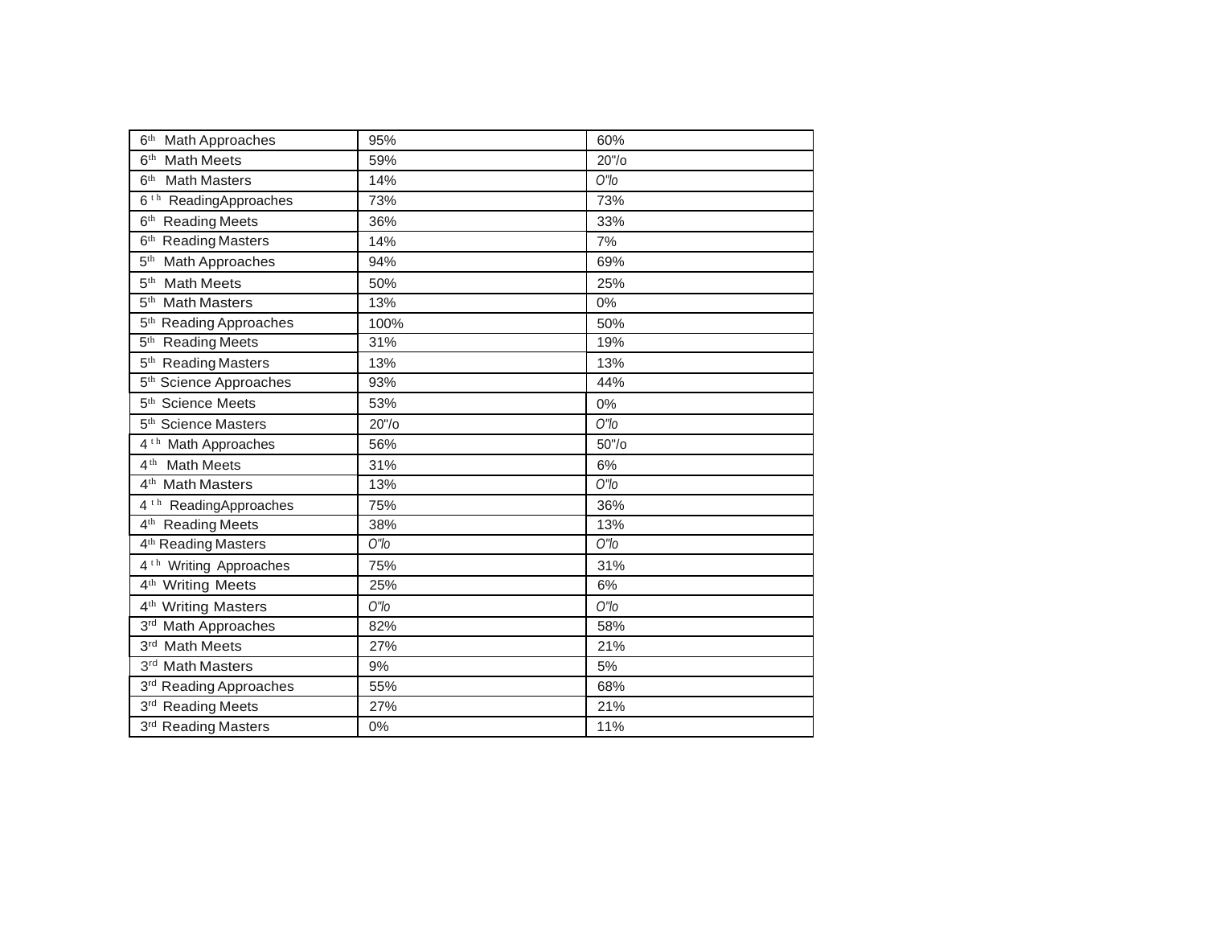| | | |
|---|---|---|
| 6th Math Approaches | 95% | 60% |
| 6th Math Meets | 59% | 20"/o |
| 6th Math Masters | 14% | O"lo |
| 6th ReadingApproaches | 73% | 73% |
| 6th Reading Meets | 36% | 33% |
| 6th Reading Masters | 14% | 7% |
| 5th Math Approaches | 94% | 69% |
| 5th Math Meets | 50% | 25% |
| 5th Math Masters | 13% | 0% |
| 5th Reading Approaches | 100% | 50% |
| 5th Reading Meets | 31% | 19% |
| 5th Reading Masters | 13% | 13% |
| 5th Science Approaches | 93% | 44% |
| 5th Science Meets | 53% | 0% |
| 5th Science Masters | 20"/o | O"lo |
| 4th Math Approaches | 56% | 50"/o |
| 4th Math Meets | 31% | 6% |
| 4th Math Masters | 13% | O"lo |
| 4th ReadingApproaches | 75% | 36% |
| 4th Reading Meets | 38% | 13% |
| 4th Reading Masters | O"lo | O"lo |
| 4th Writing Approaches | 75% | 31% |
| 4th Writing Meets | 25% | 6% |
| 4th Writing Masters | O"lo | O"lo |
| 3rd Math Approaches | 82% | 58% |
| 3rd Math Meets | 27% | 21% |
| 3rd Math Masters | 9% | 5% |
| 3rd Reading Approaches | 55% | 68% |
| 3rd Reading Meets | 27% | 21% |
| 3rd Reading Masters | 0% | 11% |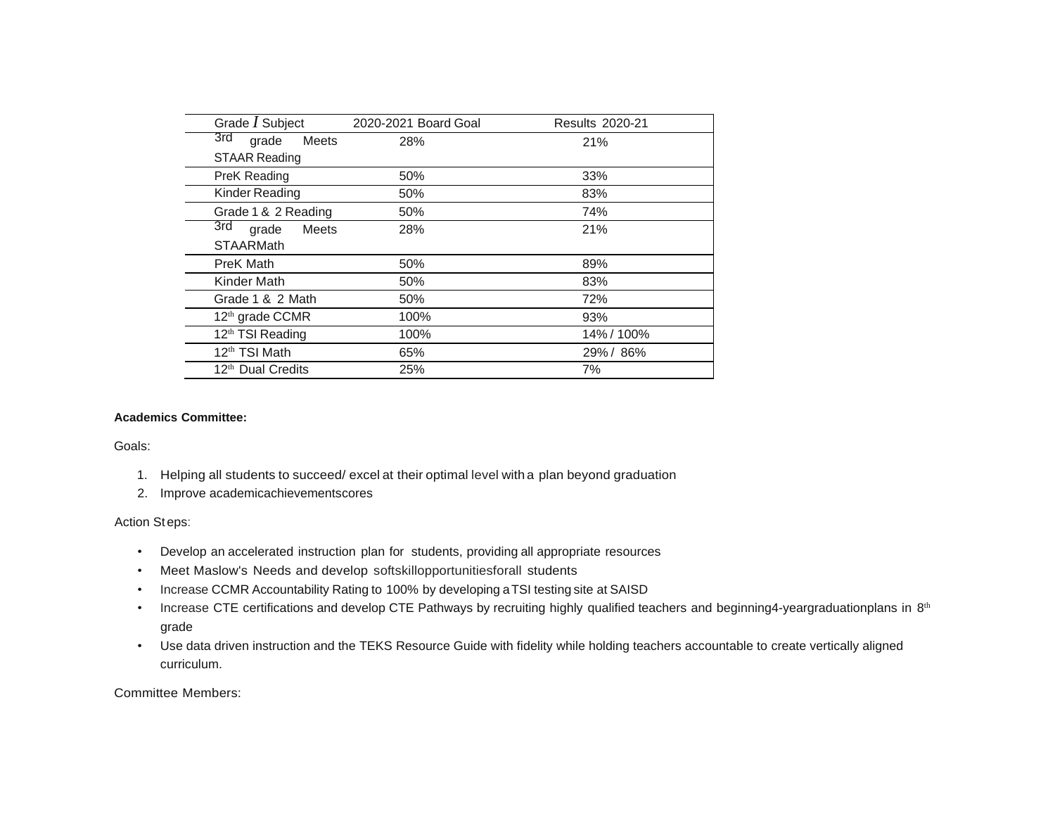| Grade / Subject | 2020-2021 Board Goal | Results 2020-21 |
| --- | --- | --- |
| 3rd grade Meets STAAR Reading | 28% | 21% |
| PreK Reading | 50% | 33% |
| Kinder Reading | 50% | 83% |
| Grade 1 & 2 Reading | 50% | 74% |
| 3rd grade Meets STAARMath | 28% | 21% |
| PreK Math | 50% | 89% |
| Kinder Math | 50% | 83% |
| Grade 1 & 2 Math | 50% | 72% |
| 12th grade CCMR | 100% | 93% |
| 12th TSI Reading | 100% | 14% / 100% |
| 12th TSI Math | 65% | 29% / 86% |
| 12th Dual Credits | 25% | 7% |

**Academics Committee:**

Goals:

1. Helping all students to succeed/ excel at their optimal level with a plan beyond graduation
2. Improve academicachievementscores

Action Steps:

- Develop an accelerated instruction plan for students, providing all appropriate resources
- Meet Maslow's Needs and develop softskillopportunitiesforall students
- Increase CCMR Accountability Rating to 100% by developing a TSI testing site at SAISD
- Increase CTE certifications and develop CTE Pathways by recruiting highly qualified teachers and beginning4-yeargraduationplans in 8th grade
- Use data driven instruction and the TEKS Resource Guide with fidelity while holding teachers accountable to create vertically aligned curriculum.

Committee Members: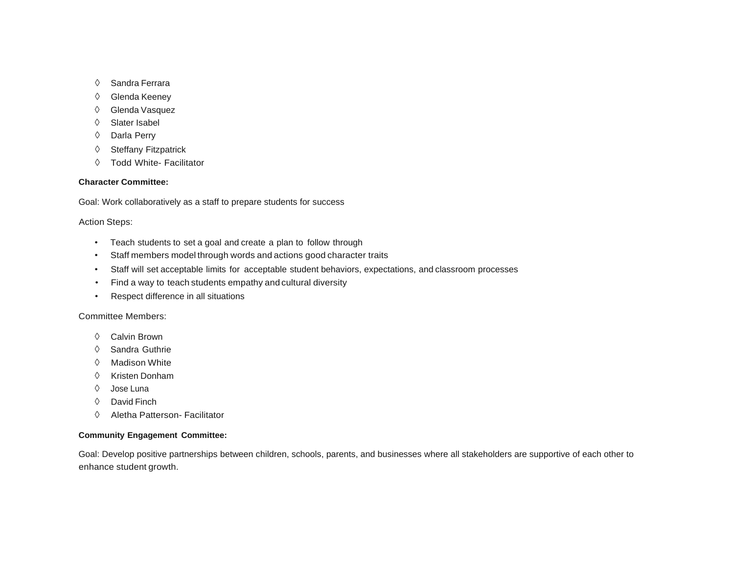- ◊ Sandra Ferrara
- ◊ Glenda Keeney
- ◊ Glenda Vasquez
- ◊ Slater Isabel
- ◊ Darla Perry
- ◊ Steffany Fitzpatrick
- ◊ Todd White- Facilitator

**Character Committee:**

Goal: Work collaboratively as a staff to prepare students for success

Action Steps:

- Teach students to set a goal and create a plan to follow through
- Staff members model through words and actions good character traits
- Staff will set acceptable limits for acceptable student behaviors, expectations, and classroom processes
- Find a way to teach students empathy and cultural diversity
- Respect difference in all situations

Committee Members:

- ◊ Calvin Brown
- ◊ Sandra Guthrie
- ◊ Madison White
- ◊ Kristen Donham
- ◊ Jose Luna
- ◊ David Finch
- ◊ Aletha Patterson- Facilitator

**Community Engagement Committee:**

Goal: Develop positive partnerships between children, schools, parents, and businesses where all stakeholders are supportive of each other to enhance student growth.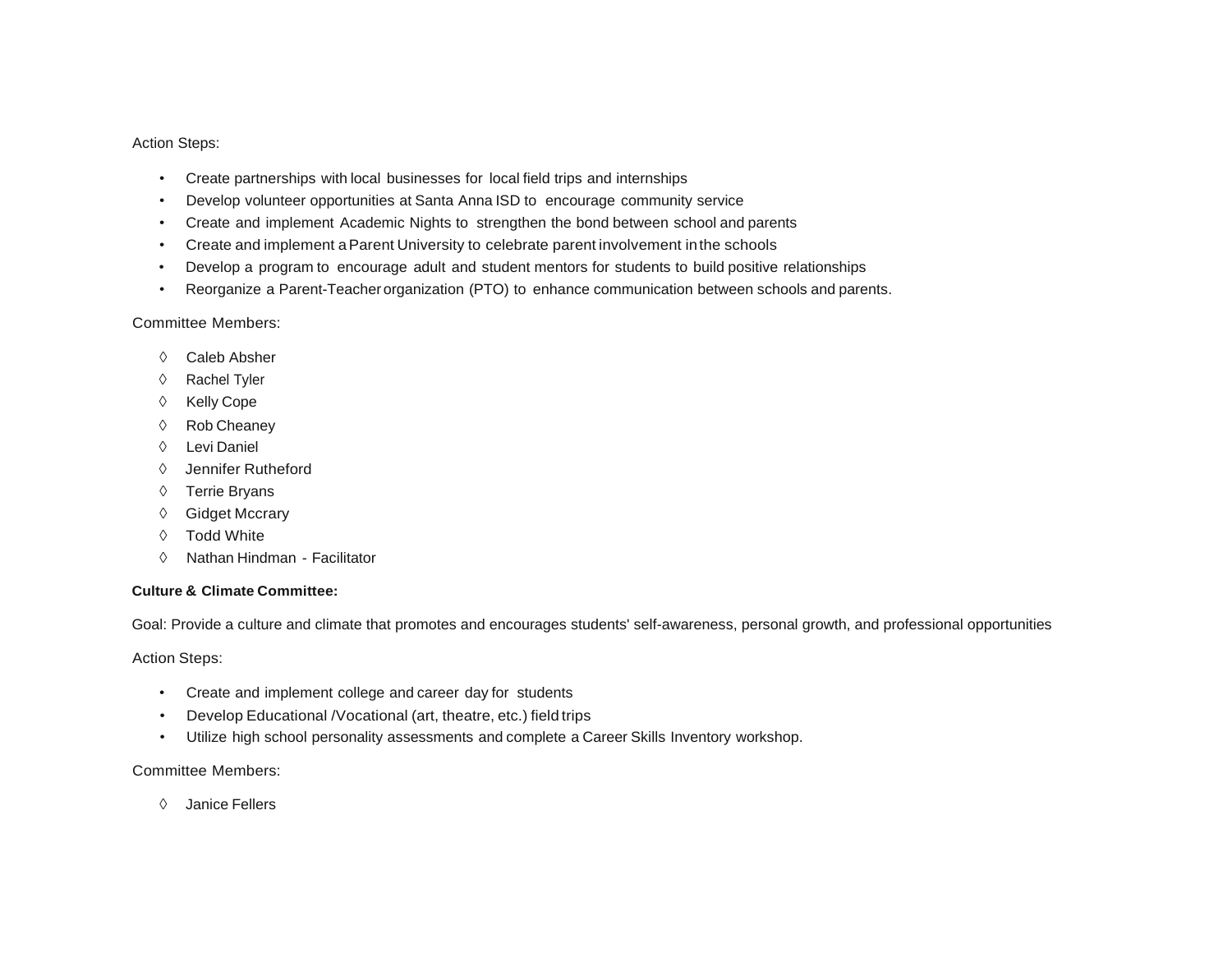Action Steps:

- Create partnerships with local businesses for local field trips and internships
- Develop volunteer opportunities at Santa Anna ISD to encourage community service
- Create and implement Academic Nights to strengthen the bond between school and parents
- Create and implement a Parent University to celebrate parent involvement in the schools
- Develop a program to encourage adult and student mentors for students to build positive relationships
- Reorganize a Parent-Teacher organization (PTO) to enhance communication between schools and parents.

Committee Members:

- ◊ Caleb Absher
- ◊ Rachel Tyler
- ◊ Kelly Cope
- ◊ Rob Cheaney
- ◊ Levi Daniel
- ◊ Jennifer Rutheford
- ◊ Terrie Bryans
- ◊ Gidget Mccrary
- ◊ Todd White
- ◊ Nathan Hindman - Facilitator

**Culture & Climate Committee:**

Goal: Provide a culture and climate that promotes and encourages students' self-awareness, personal growth, and professional opportunities

Action Steps:

- Create and implement college and career day for students
- Develop Educational /Vocational (art, theatre, etc.) field trips
- Utilize high school personality assessments and complete a Career Skills Inventory workshop.

Committee Members:

- ◊ Janice Fellers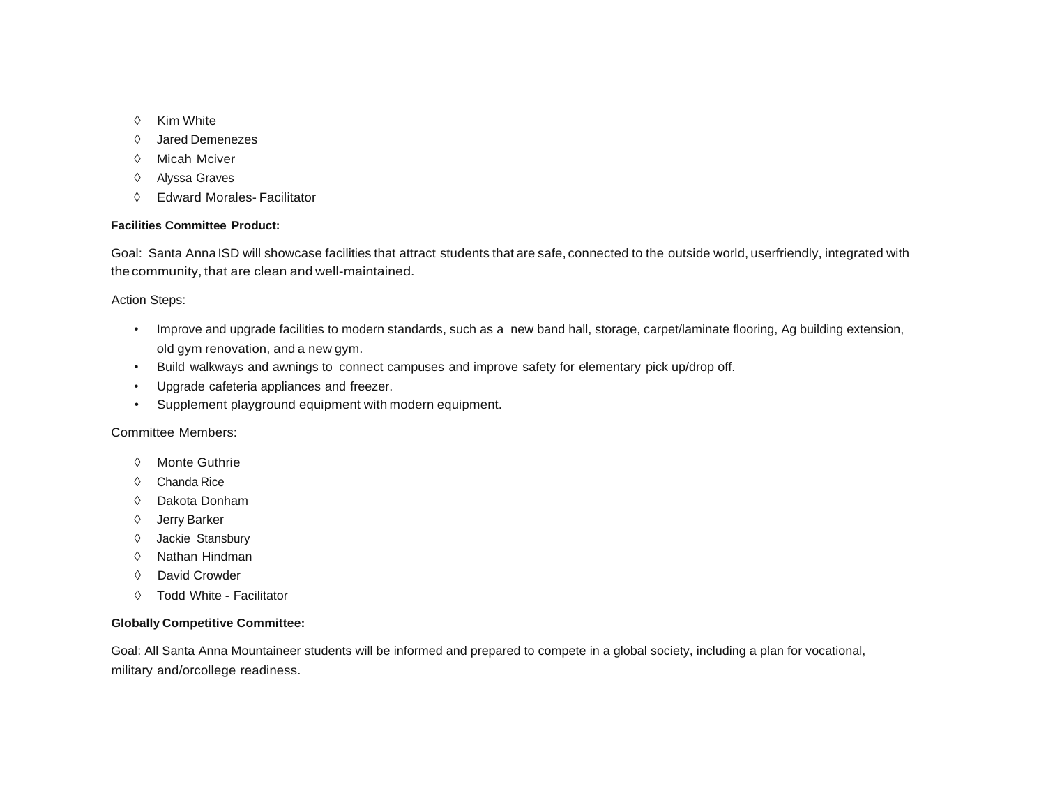- ◊ Kim White
- ◊ Jared Demenezes
- ◊ Micah Mciver
- ◊ Alyssa Graves
- ◊ Edward Morales- Facilitator

**Facilities Committee Product:**

Goal: Santa Anna ISD will showcase facilities that attract students that are safe, connected to the outside world, userfriendly, integrated with the community, that are clean and well-maintained.

Action Steps:

- Improve and upgrade facilities to modern standards, such as a new band hall, storage, carpet/laminate flooring, Ag building extension, old gym renovation, and a new gym.
- Build walkways and awnings to connect campuses and improve safety for elementary pick up/drop off.
- Upgrade cafeteria appliances and freezer.
- Supplement playground equipment with modern equipment.

Committee Members:

- ◊ Monte Guthrie
- ◊ Chanda Rice
- ◊ Dakota Donham
- ◊ Jerry Barker
- ◊ Jackie Stansbury
- ◊ Nathan Hindman
- ◊ David Crowder
- ◊ Todd White - Facilitator

**Globally Competitive Committee:**

Goal: All Santa Anna Mountaineer students will be informed and prepared to compete in a global society, including a plan for vocational, military and/orcollege readiness.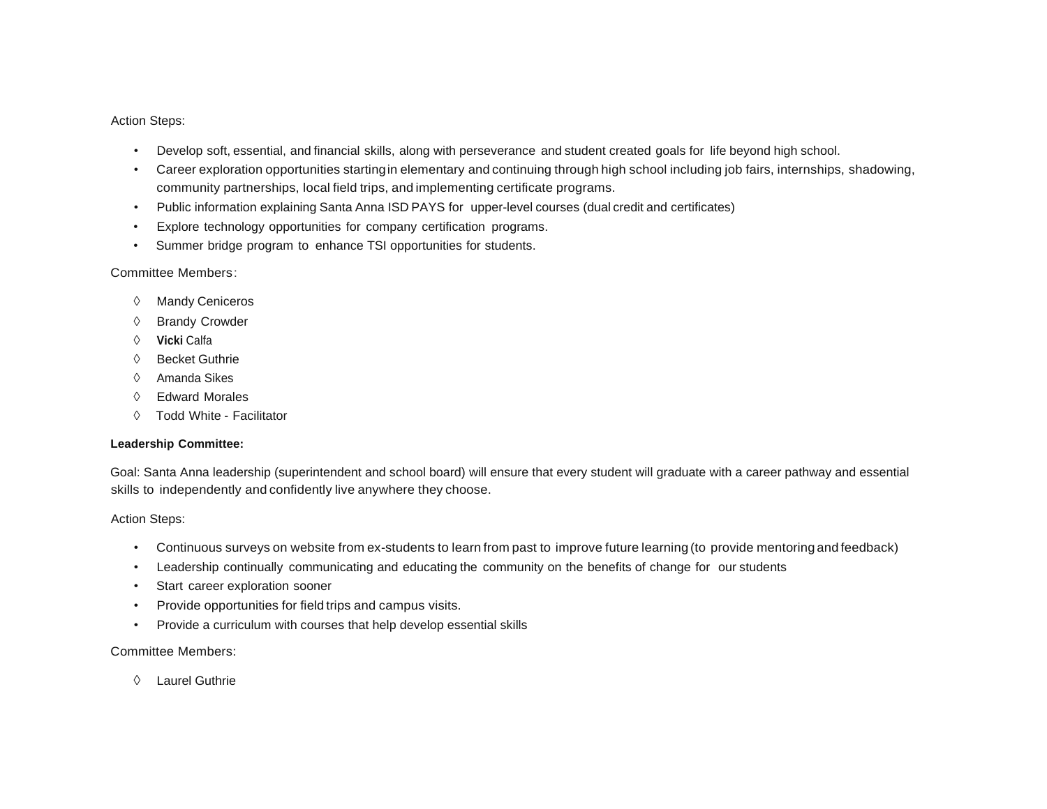Action Steps:

- Develop soft, essential, and financial skills, along with perseverance and student created goals for life beyond high school.
- Career exploration opportunities starting in elementary and continuing through high school including job fairs, internships, shadowing, community partnerships, local field trips, and implementing certificate programs.
- Public information explaining Santa Anna ISD PAYS for upper-level courses (dual credit and certificates)
- Explore technology opportunities for company certification programs.
- Summer bridge program to enhance TSI opportunities for students.

Committee Members:

- ◊ Mandy Ceniceros
- ◊ Brandy Crowder
- ◊ **Vicki** Calfa
- ◊ Becket Guthrie
- ◊ Amanda Sikes
- ◊ Edward Morales
- ◊ Todd White - Facilitator

**Leadership Committee:**

Goal: Santa Anna leadership (superintendent and school board) will ensure that every student will graduate with a career pathway and essential skills to independently and confidently live anywhere they choose.

Action Steps:

- Continuous surveys on website from ex-students to learn from past to improve future learning (to provide mentoring and feedback)
- Leadership continually communicating and educating the community on the benefits of change for our students
- Start career exploration sooner
- Provide opportunities for field trips and campus visits.
- Provide a curriculum with courses that help develop essential skills

Committee Members:

- ◊ Laurel Guthrie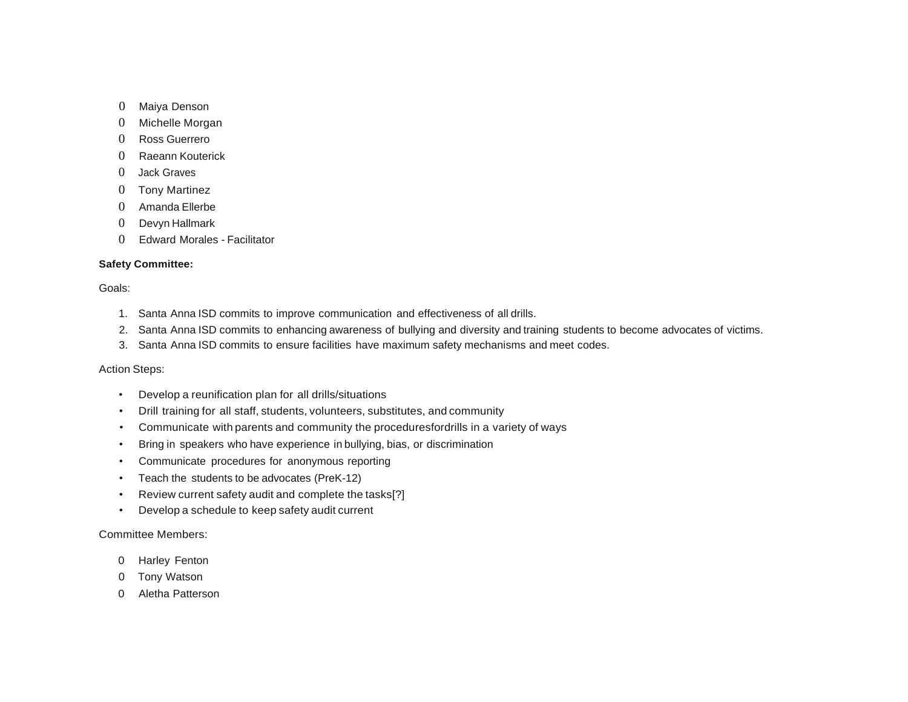- Maiya Denson
- Michelle Morgan
- Ross Guerrero
- Raeann Kouterick
- Jack Graves
- Tony Martinez
- Amanda Ellerbe
- Devyn Hallmark
- Edward Morales - Facilitator

**Safety Committee:**

Goals:

1. Santa Anna ISD commits to improve communication and effectiveness of all drills.
2. Santa Anna ISD commits to enhancing awareness of bullying and diversity and training students to become advocates of victims.
3. Santa Anna ISD commits to ensure facilities have maximum safety mechanisms and meet codes.

Action Steps:

- Develop a reunification plan for all drills/situations
- Drill training for all staff, students, volunteers, substitutes, and community
- Communicate with parents and community the proceduresfordrills in a variety of ways
- Bring in speakers who have experience in bullying, bias, or discrimination
- Communicate procedures for anonymous reporting
- Teach the students to be advocates (PreK-12)
- Review current safety audit and complete the tasks[?]
- Develop a schedule to keep safety audit current

Committee Members:

- Harley Fenton
- Tony Watson
- Aletha Patterson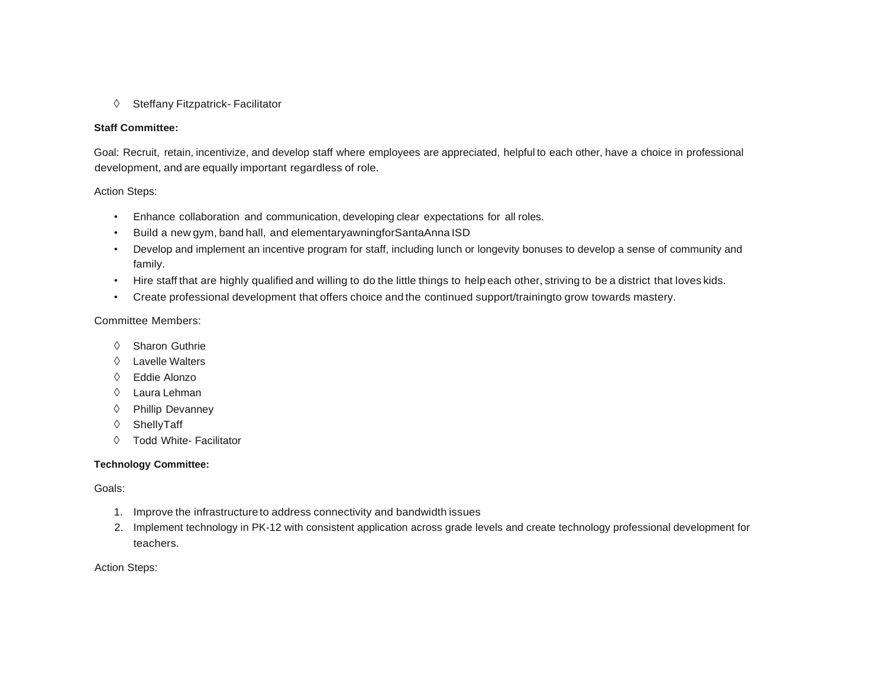- ◊ Steffany Fitzpatrick- Facilitator

**Staff Committee:**

Goal: Recruit, retain, incentivize, and develop staff where employees are appreciated, helpful to each other, have a choice in professional development, and are equally important regardless of role.

Action Steps:

- Enhance collaboration and communication, developing clear expectations for all roles.
- Build a new gym, band hall, and elementaryawningforSantaAnna ISD
- Develop and implement an incentive program for staff, including lunch or longevity bonuses to develop a sense of community and family.
- Hire staff that are highly qualified and willing to do the little things to help each other, striving to be a district that loves kids.
- Create professional development that offers choice and the continued support/trainingto grow towards mastery.

Committee Members:

- ◊ Sharon Guthrie
- ◊ Lavelle Walters
- ◊ Eddie Alonzo
- ◊ Laura Lehman
- ◊ Phillip Devanney
- ◊ ShellyTaff
- ◊ Todd White- Facilitator

**Technology Committee:**

Goals:

1. Improve the infrastructure to address connectivity and bandwidth issues
2. Implement technology in PK-12 with consistent application across grade levels and create technology professional development for teachers.

Action Steps: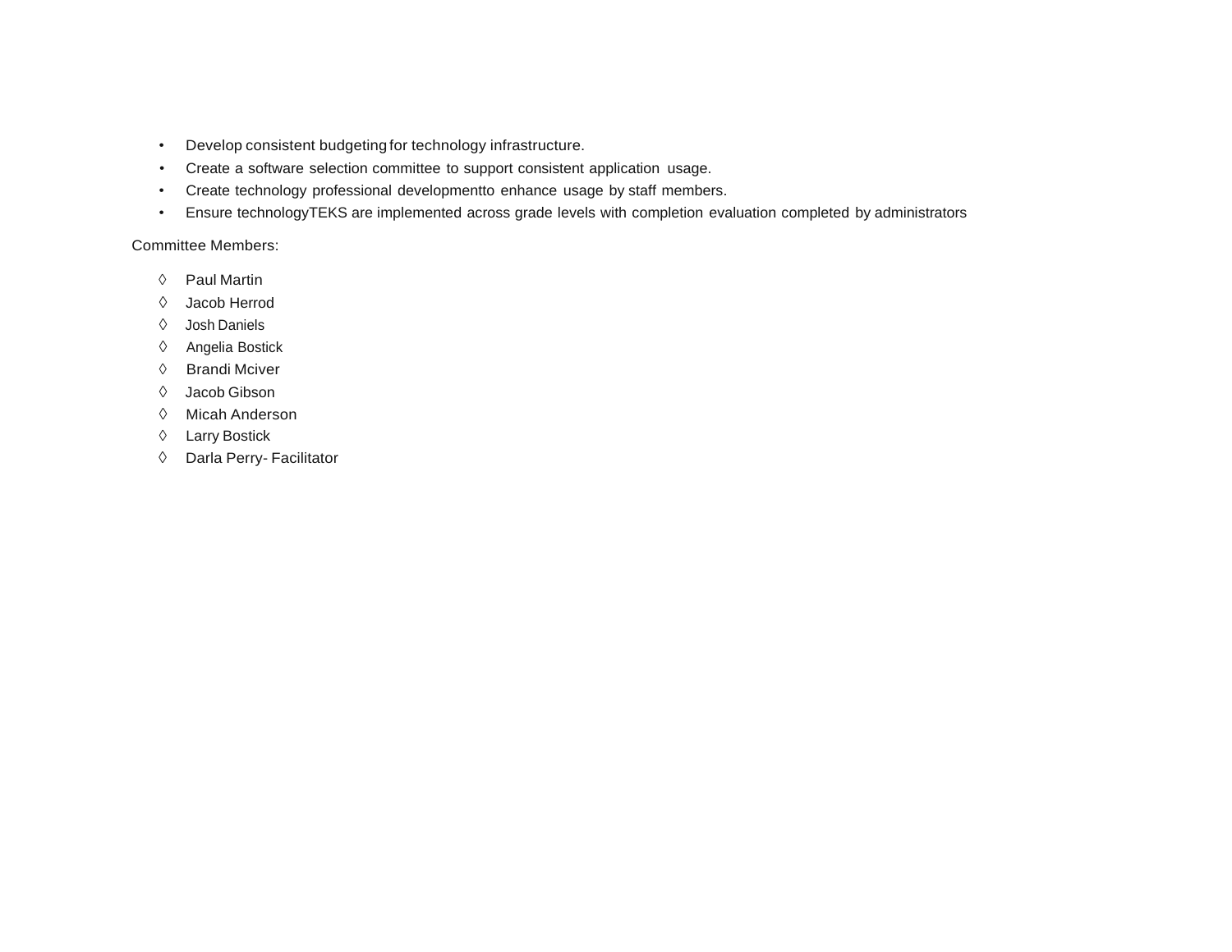- Develop consistent budgeting for technology infrastructure.
- Create a software selection committee to support consistent application usage.
- Create technology professional developmentto enhance usage by staff members.
- Ensure technologyTEKS are implemented across grade levels with completion evaluation completed by administrators

Committee Members:

- ◊ Paul Martin
- ◊ Jacob Herrod
- ◊ Josh Daniels
- ◊ Angelia Bostick
- ◊ Brandi Mciver
- ◊ Jacob Gibson
- ◊ Micah Anderson
- ◊ Larry Bostick
- ◊ Darla Perry- Facilitator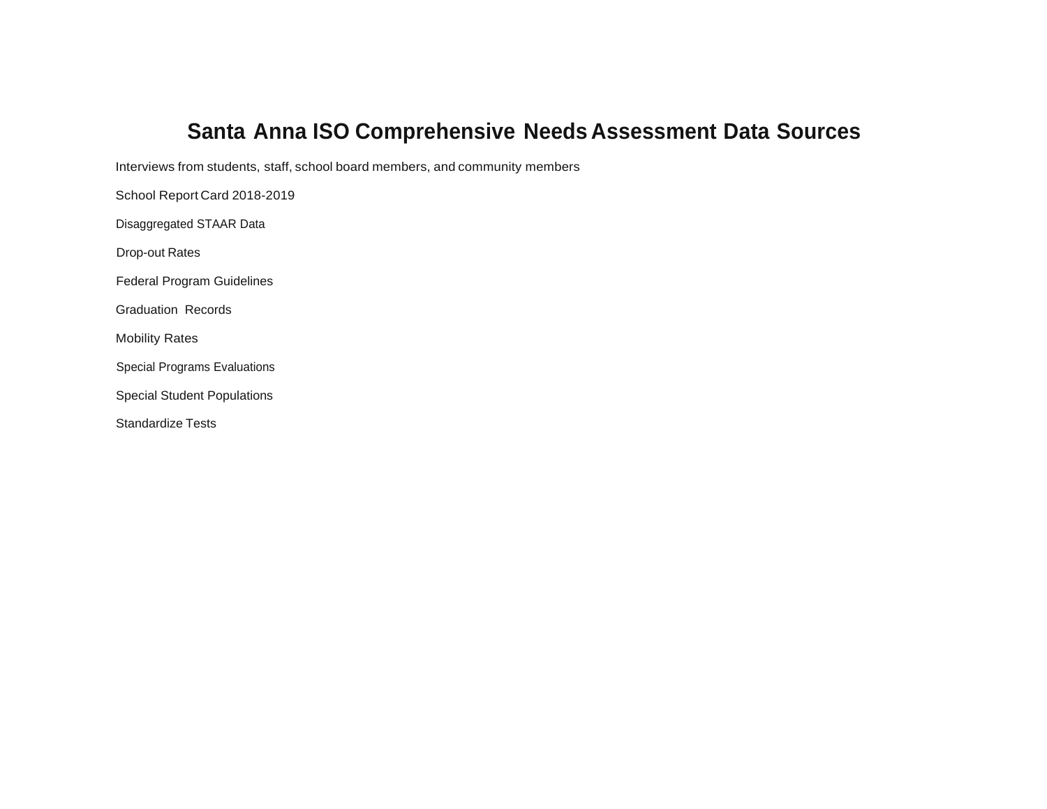# Santa Anna ISO Comprehensive Needs Assessment Data Sources

Interviews from students, staff, school board members, and community members

School Report Card 2018-2019

Disaggregated STAAR Data

Drop-out Rates

Federal Program Guidelines

Graduation Records

Mobility Rates

Special Programs Evaluations

Special Student Populations

Standardize Tests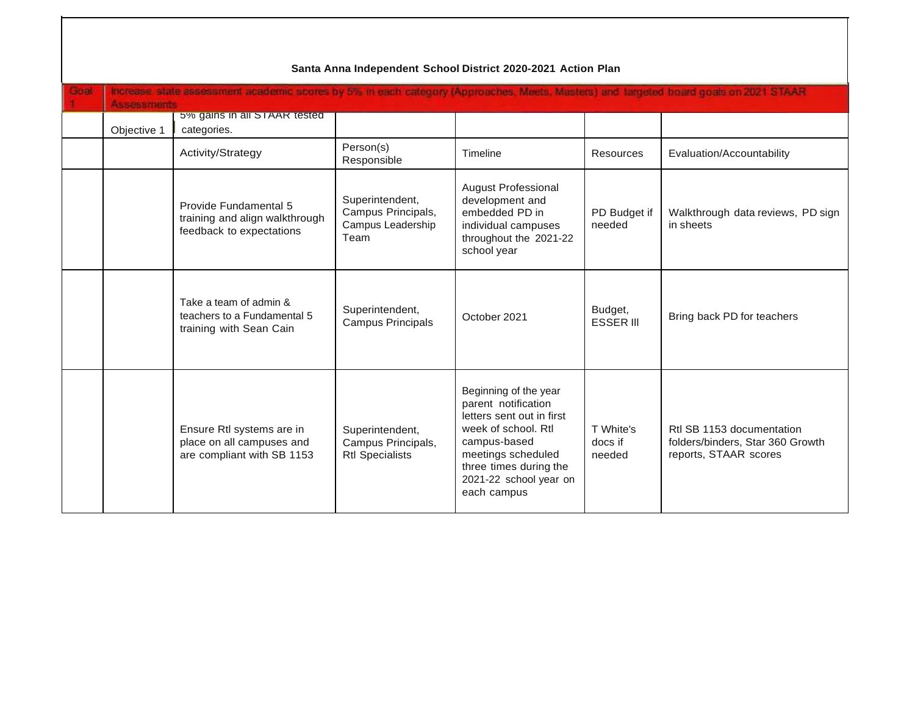**Santa Anna Independent School District 2020-2021 Action Plan**

| Goal 1 | Increase state assessment academic scores by 5% in each category (Approaches, Meets, Masters) and targeted board goals on 2021 STAAR Assessments | | | | | |
|---|---|---|---|---|---|---|
| | Objective 1 | 5% gains in all STAAR tested categories. | | | | |
| | | Activity/Strategy | Person(s) Responsible | Timeline | Resources | Evaluation/Accountability |
| | | Provide Fundamental 5 training and align walkthrough feedback to expectations | Superintendent, Campus Principals, Campus Leadership Team | August Professional development and embedded PD in individual campuses throughout the 2021-22 school year | PD Budget if needed | Walkthrough data reviews, PD sign in sheets |
| | | Take a team of admin & teachers to a Fundamental 5 training with Sean Cain | Superintendent, Campus Principals | October 2021 | Budget, ESSER III | Bring back PD for teachers |
| | | Ensure RtI systems are in place on all campuses and are compliant with SB 1153 | Superintendent, Campus Principals, RtI Specialists | Beginning of the year parent notification letters sent out in first week of school. RtI campus-based meetings scheduled three times during the 2021-22 school year on each campus | T White's docs if needed | RtI SB 1153 documentation folders/binders, Star 360 Growth reports, STAAR scores |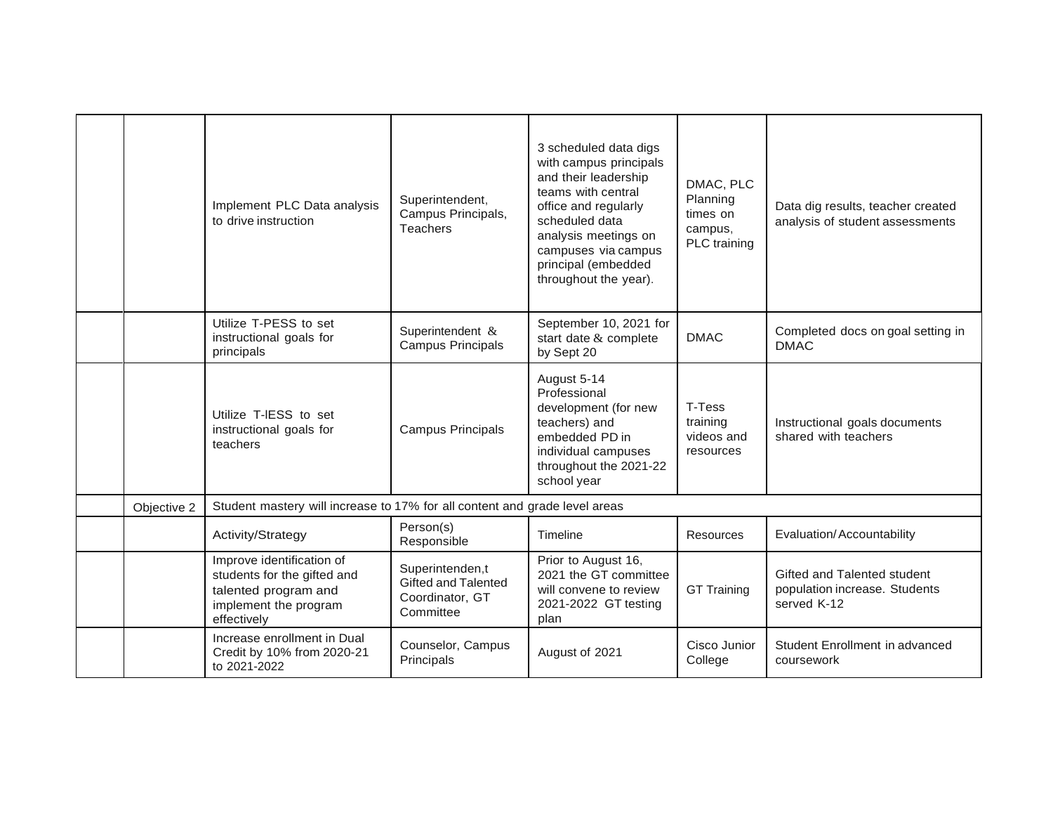| | | | | | | |
|---|---|---|---|---|---|---|
| | | Implement PLC Data analysis to drive instruction | Superintendent, Campus Principals, Teachers | 3 scheduled data digs with campus principals and their leadership teams with central office and regularly scheduled data analysis meetings on campuses via campus principal (embedded throughout the year). | DMAC, PLC Planning times on campus, PLC training | Data dig results, teacher created analysis of student assessments |
| | | Utilize T-PESS to set instructional goals for principals | Superintendent & Campus Principals | September 10, 2021 for start date & complete by Sept 20 | DMAC | Completed docs on goal setting in DMAC |
| | | Utilize T-lESS to set instructional goals for teachers | Campus Principals | August 5-14 Professional development (for new teachers) and embedded PD in individual campuses throughout the 2021-22 school year | T-Tess training videos and resources | Instructional goals documents shared with teachers |
| | Objective 2 | Student mastery will increase to 17% for all content and grade level areas | | | | |
| | | Activity/Strategy | Person(s) Responsible | Timeline | Resources | Evaluation/Accountability |
| | | Improve identification of students for the gifted and talented program and implement the program effectively | Superintenden,t Gifted and Talented Coordinator, GT Committee | Prior to August 16, 2021 the GT committee will convene to review 2021-2022 GT testing plan | GT Training | Gifted and Talented student population increase. Students served K-12 |
| | | Increase enrollment in Dual Credit by 10% from 2020-21 to 2021-2022 | Counselor, Campus Principals | August of 2021 | Cisco Junior College | Student Enrollment in advanced coursework |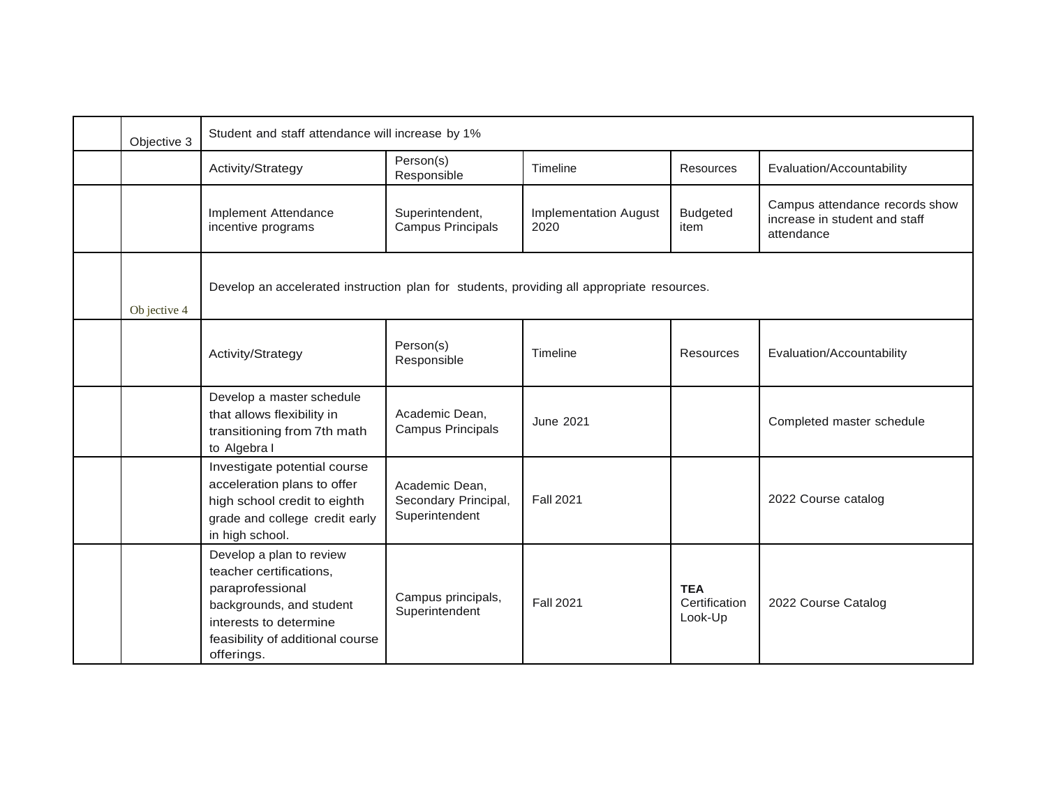| | | | | | | |
|---|---|---|---|---|---|---|
| | Objective 3 | Student and staff attendance will increase by 1% | | | | |
| | | Activity/Strategy | Person(s) Responsible | Timeline | Resources | Evaluation/Accountability |
| | | Implement Attendance incentive programs | Superintendent, Campus Principals | Implementation August 2020 | Budgeted item | Campus attendance records show increase in student and staff attendance |
| | Objective 4 | Develop an accelerated instruction plan for students, providing all appropriate resources. | | | | |
| | | Activity/Strategy | Person(s) Responsible | Timeline | Resources | Evaluation/Accountability |
| | | Develop a master schedule that allows flexibility in transitioning from 7th math to Algebra I | Academic Dean, Campus Principals | June 2021 | | Completed master schedule |
| | | Investigate potential course acceleration plans to offer high school credit to eighth grade and college credit early in high school. | Academic Dean, Secondary Principal, Superintendent | Fall 2021 | | 2022 Course catalog |
| | | Develop a plan to review teacher certifications, paraprofessional backgrounds, and student interests to determine feasibility of additional course offerings. | Campus principals, Superintendent | Fall 2021 | **TEA** Certification Look-Up | 2022 Course Catalog |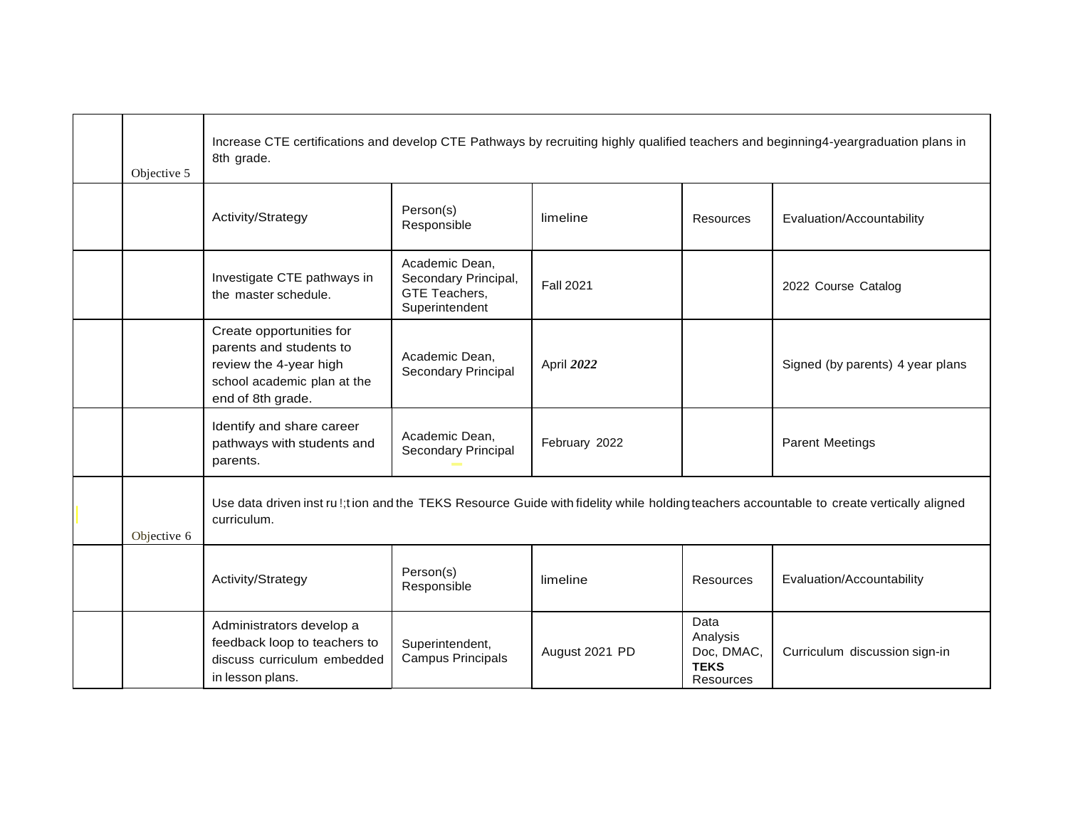| | | | | | | |
|---|---|---|---|---|---|---|
| | Objective 5 | Increase CTE certifications and develop CTE Pathways by recruiting highly qualified teachers and beginning4-yeargraduation plans in 8th grade. | | | | |
| | | Activity/Strategy | Person(s) Responsible | limeline | Resources | Evaluation/Accountability |
| | | Investigate CTE pathways in the master schedule. | Academic Dean, Secondary Principal, GTE Teachers, Superintendent | Fall 2021 | | 2022 Course Catalog |
| | | Create opportunities for parents and students to review the 4-year high school academic plan at the end of 8th grade. | Academic Dean, Secondary Principal | April ***2022*** | | Signed (by parents) 4 year plans |
| | | Identify and share career pathways with students and parents. | Academic Dean, Secondary Principal | February 2022 | | Parent Meetings |
| | Objective 6 | Use data driven inst ru !;t ion and the TEKS Resource Guide with fidelity while holding teachers accountable to create vertically aligned curriculum. | | | | |
| | | Activity/Strategy | Person(s) Responsible | limeline | Resources | Evaluation/Accountability |
| | | Administrators develop a feedback loop to teachers to discuss curriculum embedded in lesson plans. | Superintendent, Campus Principals | August 2021 PD | Data Analysis Doc, DMAC, **TEKS** Resources | Curriculum discussion sign-in |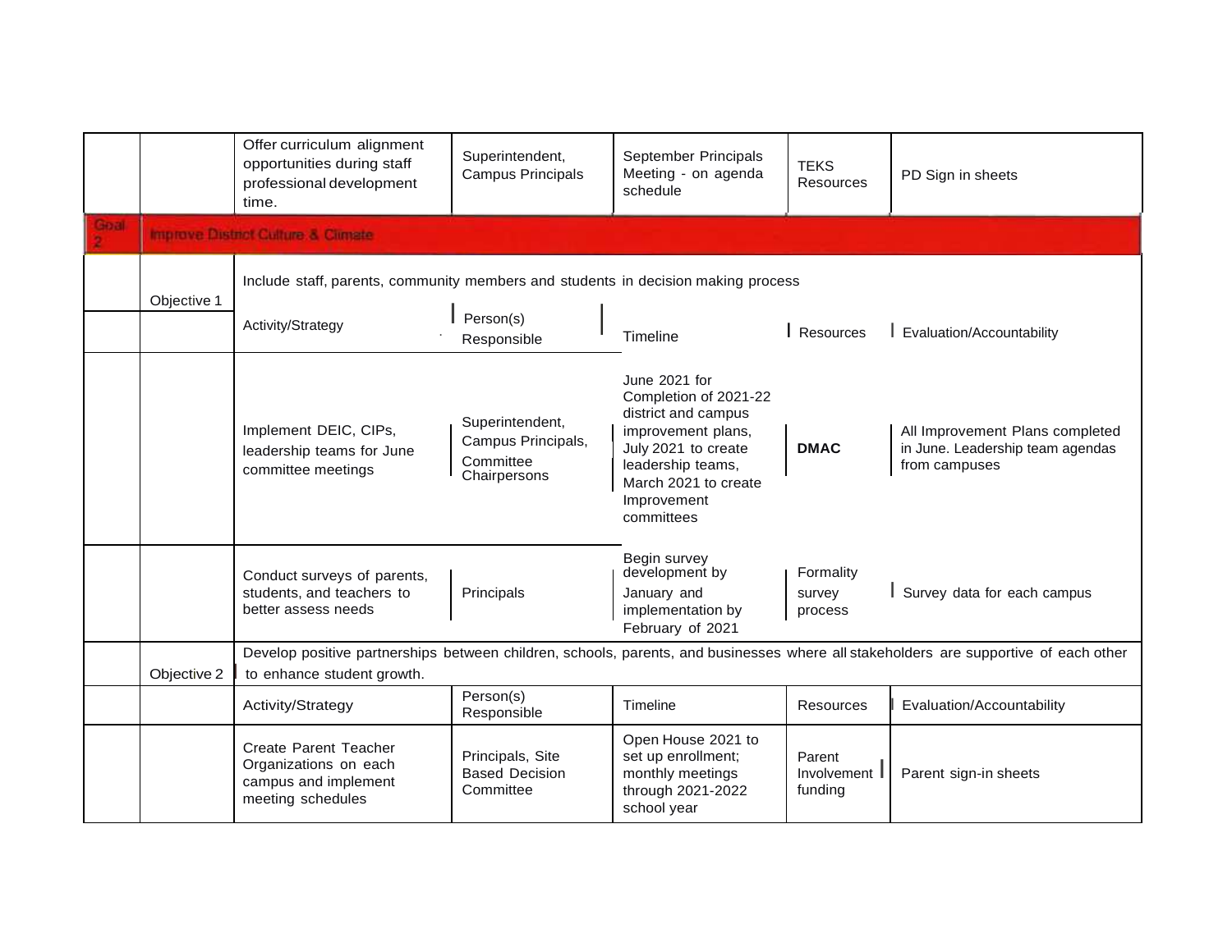| | | Offer curriculum alignment opportunities during staff professional development time. | Superintendent, Campus Principals | September Principals Meeting - on agenda schedule | TEKS Resources | PD Sign in sheets |
|---|---|---|---|---|---|---|
| Goal 2 | Improve District Culture & Climate | | | | | |
| | Objective 1 | Include staff, parents, community members and students in decision making process | | | | |
| | | Activity/Strategy | Person(s) Responsible | Timeline | Resources | Evaluation/Accountability |
| | | Implement DEIC, CIPs, leadership teams for June committee meetings | Superintendent, Campus Principals, Committee Chairpersons | June 2021 for Completion of 2021-22 district and campus improvement plans, July 2021 to create leadership teams, March 2021 to create Improvement committees | **DMAC** | All Improvement Plans completed in June. Leadership team agendas from campuses |
| | | Conduct surveys of parents, students, and teachers to better assess needs | Principals | Begin survey development by January and implementation by February of 2021 | Formality survey process | Survey data for each campus |
| | Objective 2 | Develop positive partnerships between children, schools, parents, and businesses where all stakeholders are supportive of each other to enhance student growth. | | | | |
| | | Activity/Strategy | Person(s) Responsible | Timeline | Resources | Evaluation/Accountability |
| | | Create Parent Teacher Organizations on each campus and implement meeting schedules | Principals, Site Based Decision Committee | Open House 2021 to set up enrollment; monthly meetings through 2021-2022 school year | Parent Involvement funding | Parent sign-in sheets |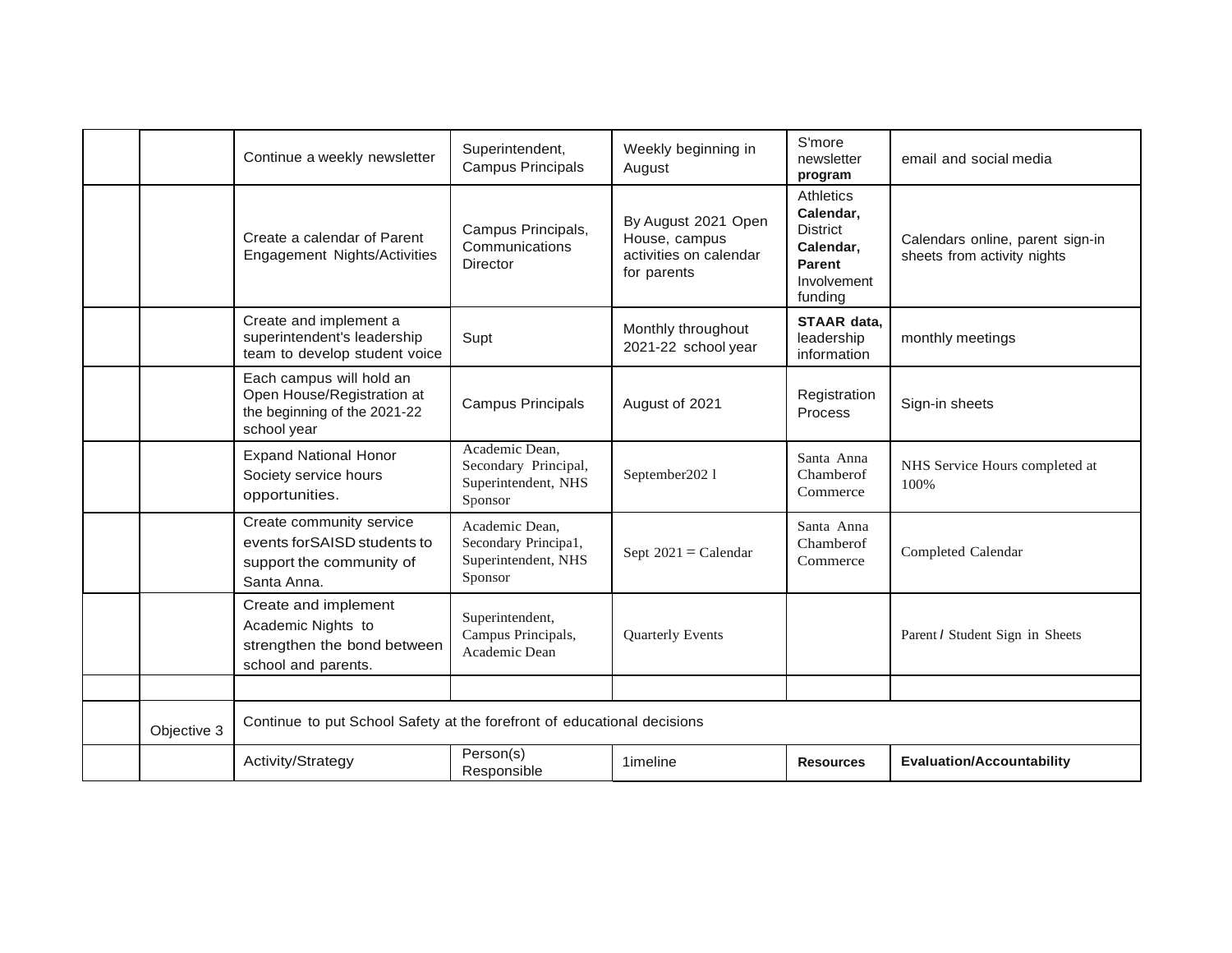| | | | | | | |
|---|---|---|---|---|---|---|
| | | Continue a weekly newsletter | Superintendent, Campus Principals | Weekly beginning in August | S'more newsletter **program** | email and social media |
| | | Create a calendar of Parent Engagement Nights/Activities | Campus Principals, Communications Director | By August 2021 Open House, campus activities on calendar for parents | Athletics **Calendar,** District **Calendar, Parent** Involvement funding | Calendars online, parent sign-in sheets from activity nights |
| | | Create and implement a superintendent's leadership team to develop student voice | Supt | Monthly throughout 2021-22 school year | **STAAR data,** leadership information | monthly meetings |
| | | Each campus will hold an Open House/Registration at the beginning of the 2021-22 school year | Campus Principals | August of 2021 | Registration Process | Sign-in sheets |
| | | Expand National Honor Society service hours opportunities. | Academic Dean, Secondary Principal, Superintendent, NHS Sponsor | September202 l | Santa Anna Chamberof Commerce | NHS Service Hours completed at 100% |
| | | Create community service events forSAISD students to support the community of Santa Anna. | Academic Dean, Secondary Principa1, Superintendent, NHS Sponsor | Sept 2021 = Calendar | Santa Anna Chamberof Commerce | Completed Calendar |
| | | Create and implement Academic Nights to strengthen the bond between school and parents. | Superintendent, Campus Principals, Academic Dean | Quarterly Events | | Parent / Student Sign in Sheets |
| | | | | | | |
| | Objective 3 | Continue to put School Safety at the forefront of educational decisions | | | | |
| | | Activity/Strategy | Person(s) Responsible | 1imeline | **Resources** | **Evaluation/Accountability** |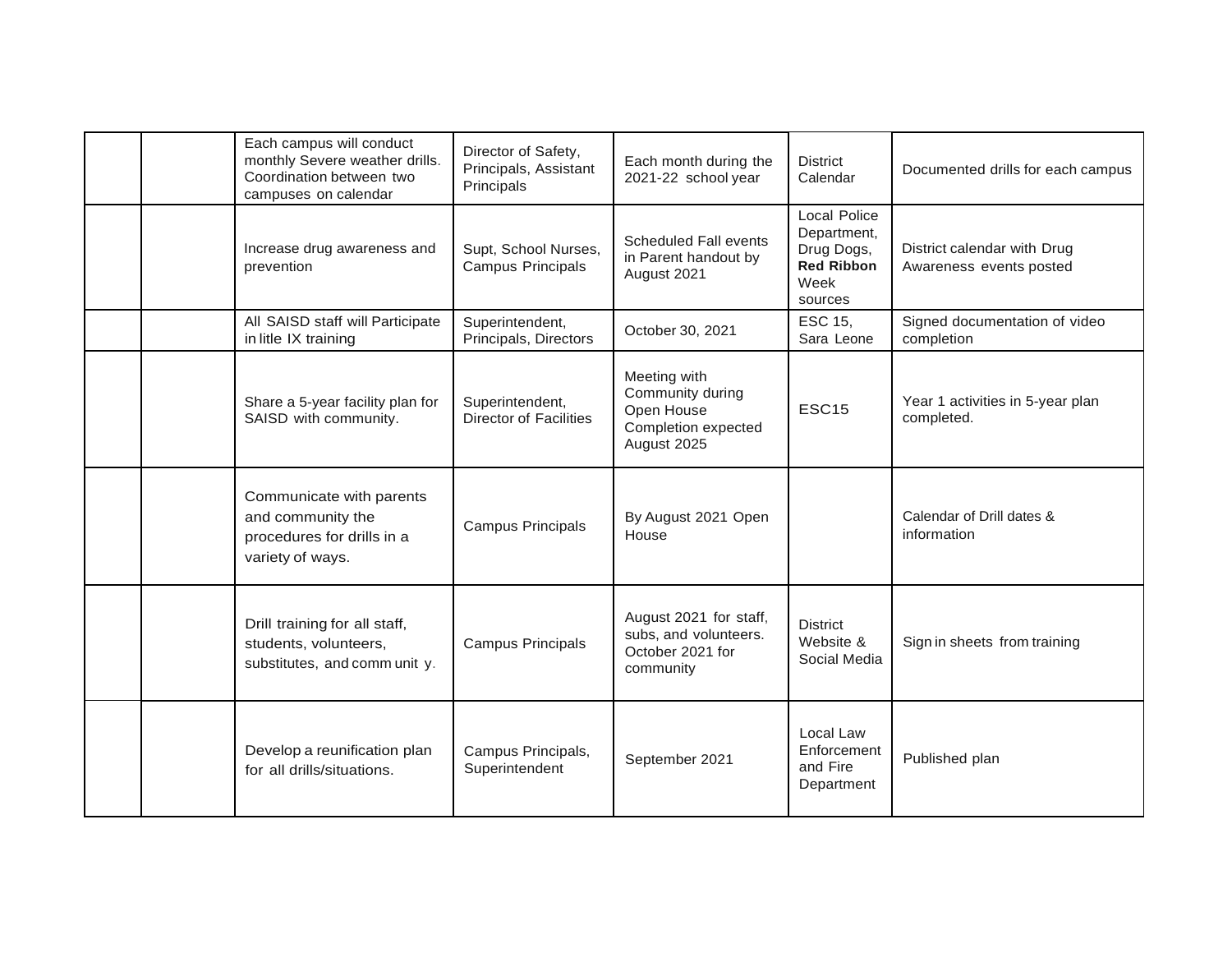| | | | | | | |
|---|---|---|---|---|---|---|
| | | Each campus will conduct monthly Severe weather drills. Coordination between two campuses on calendar | Director of Safety, Principals, Assistant Principals | Each month during the 2021-22 school year | District Calendar | Documented drills for each campus |
| | | Increase drug awareness and prevention | Supt, School Nurses, Campus Principals | Scheduled Fall events in Parent handout by August 2021 | Local Police Department, Drug Dogs, **Red Ribbon** Week sources | District calendar with Drug Awareness events posted |
| | | All SAISD staff will Participate in litle IX training | Superintendent, Principals, Directors | October 30, 2021 | ESC 15, Sara Leone | Signed documentation of video completion |
| | | Share a 5-year facility plan for SAISD with community. | Superintendent, Director of Facilities | Meeting with Community during Open House Completion expected August 2025 | ESC15 | Year 1 activities in 5-year plan completed. |
| | | Communicate with parents and community the procedures for drills in a variety of ways. | Campus Principals | By August 2021 Open House | | Calendar of Drill dates & information |
| | | Drill training for all staff, students, volunteers, substitutes, and comm unit y. | Campus Principals | August 2021 for staff, subs, and volunteers. October 2021 for community | District Website & Social Media | Sign in sheets from training |
| | | Develop a reunification plan for all drills/situations. | Campus Principals, Superintendent | September 2021 | Local Law Enforcement and Fire Department | Published plan |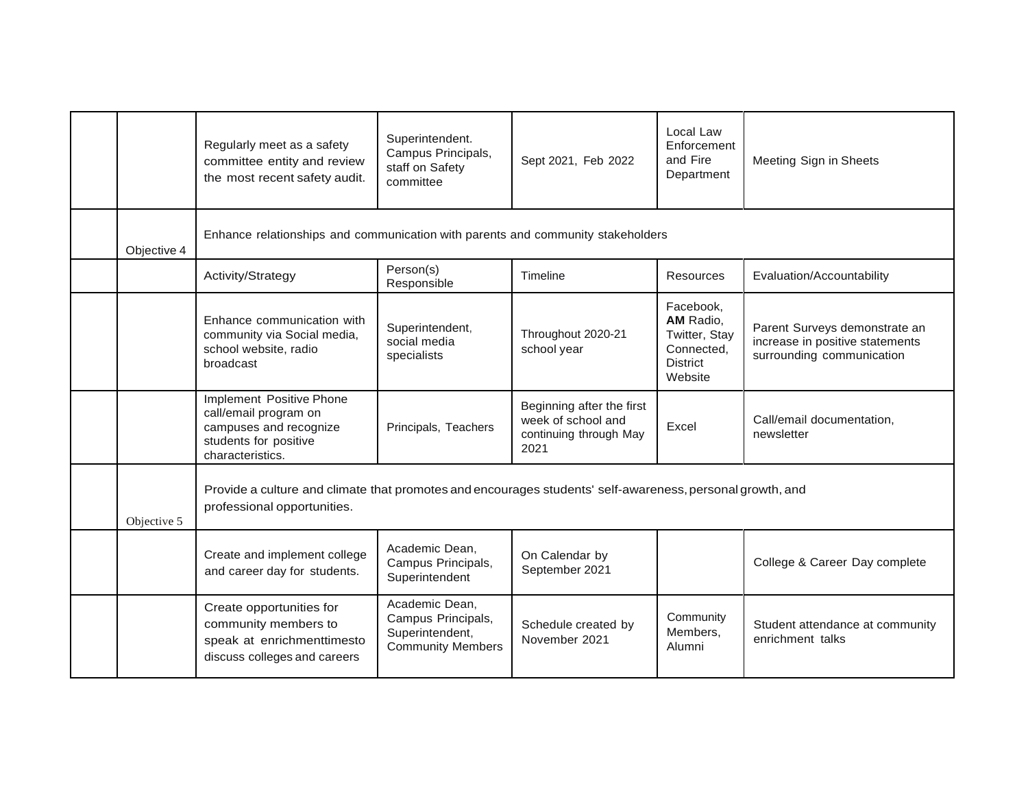| | | | | | | |
|---|---|---|---|---|---|---|
| | | Regularly meet as a safety committee entity and review the most recent safety audit. | Superintendent. Campus Principals, staff on Safety committee | Sept 2021, Feb 2022 | Local Law Enforcement and Fire Department | Meeting Sign in Sheets |
| | Objective 4 | Enhance relationships and communication with parents and community stakeholders | | | | |
| | | Activity/Strategy | Person(s) Responsible | Timeline | Resources | Evaluation/Accountability |
| | | Enhance communication with community via Social media, school website, radio broadcast | Superintendent, social media specialists | Throughout 2020-21 school year | Facebook, **AM** Radio, Twitter, Stay Connected, District Website | Parent Surveys demonstrate an increase in positive statements surrounding communication |
| | | Implement Positive Phone call/email program on campuses and recognize students for positive characteristics. | Principals, Teachers | Beginning after the first week of school and continuing through May 2021 | Excel | Call/email documentation, newsletter |
| | Objective 5 | Provide a culture and climate that promotes and encourages students' self-awareness, personal growth, and professional opportunities. | | | | |
| | | Create and implement college and career day for students. | Academic Dean, Campus Principals, Superintendent | On Calendar by September 2021 | | College & Career Day complete |
| | | Create opportunities for community members to speak at enrichmenttimesto discuss colleges and careers | Academic Dean, Campus Principals, Superintendent, Community Members | Schedule created by November 2021 | Community Members, Alumni | Student attendance at community enrichment talks |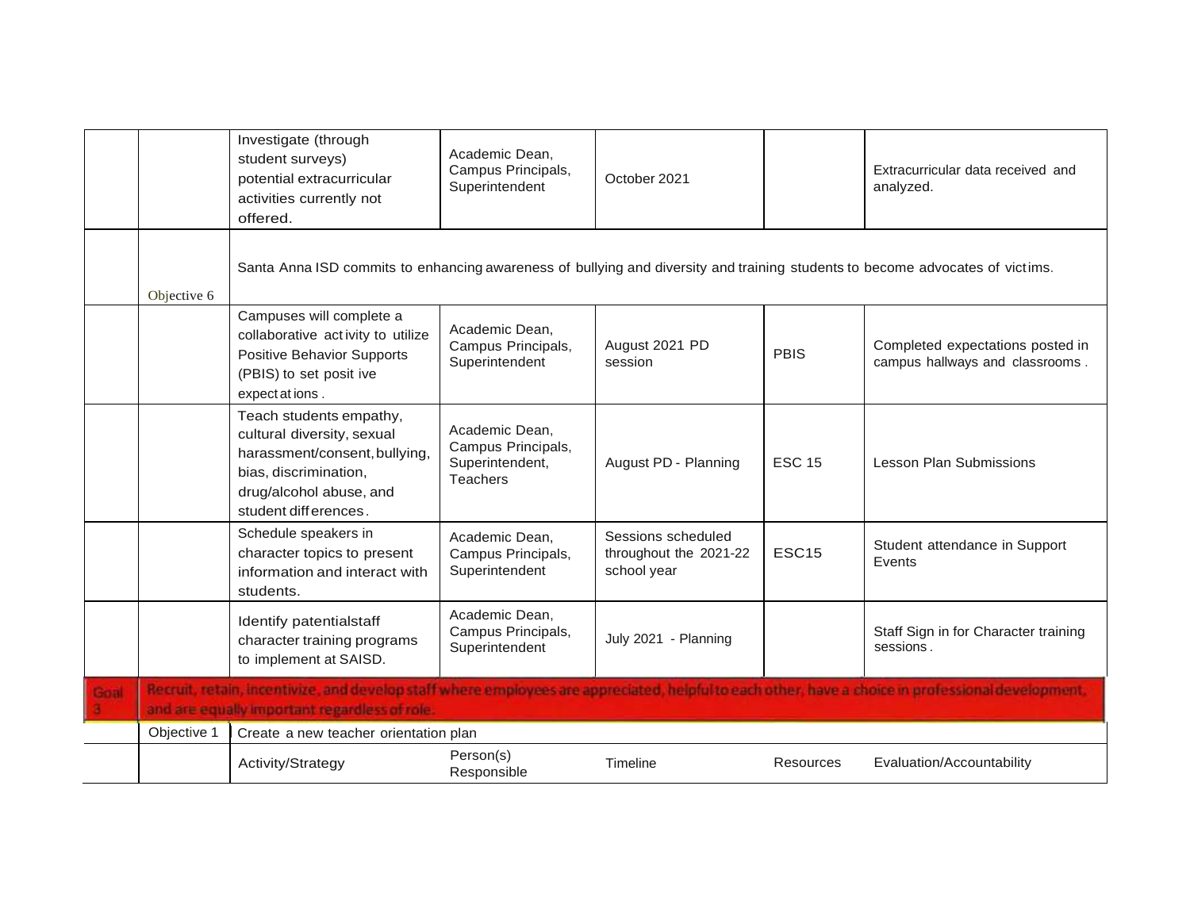| | | | | | | |
|---|---|---|---|---|---|---|
| | | Investigate (through student surveys) potential extracurricular activities currently not offered. | Academic Dean, Campus Principals, Superintendent | October 2021 | | Extracurricular data received and analyzed. |
| | Objective 6 | Santa Anna ISD commits to enhancing awareness of bullying and diversity and training students to become advocates of victims. | | | | |
| | | Campuses will complete a collaborative activity to utilize Positive Behavior Supports (PBIS) to set positive expectations. | Academic Dean, Campus Principals, Superintendent | August 2021 PD session | PBIS | Completed expectations posted in campus hallways and classrooms. |
| | | Teach students empathy, cultural diversity, sexual harassment/consent, bullying, bias, discrimination, drug/alcohol abuse, and student differences. | Academic Dean, Campus Principals, Superintendent, Teachers | August PD - Planning | ESC 15 | Lesson Plan Submissions |
| | | Schedule speakers in character topics to present information and interact with students. | Academic Dean, Campus Principals, Superintendent | Sessions scheduled throughout the 2021-22 school year | ESC15 | Student attendance in Support Events |
| | | Identify patentialstaff character training programs to implement at SAISD. | Academic Dean, Campus Principals, Superintendent | July 2021 - Planning | | Staff Sign in for Character training sessions. |
| Goal 3 | Recruit, retain, incentivize, and develop staff where employees are appreciated, helpful to each other, have a choice in professional development, and are equally important regardless of role. | | | | | |
| | Objective 1 | Create a new teacher orientation plan | | | | |
| | | Activity/Strategy | Person(s) Responsible | Timeline | Resources | Evaluation/Accountability |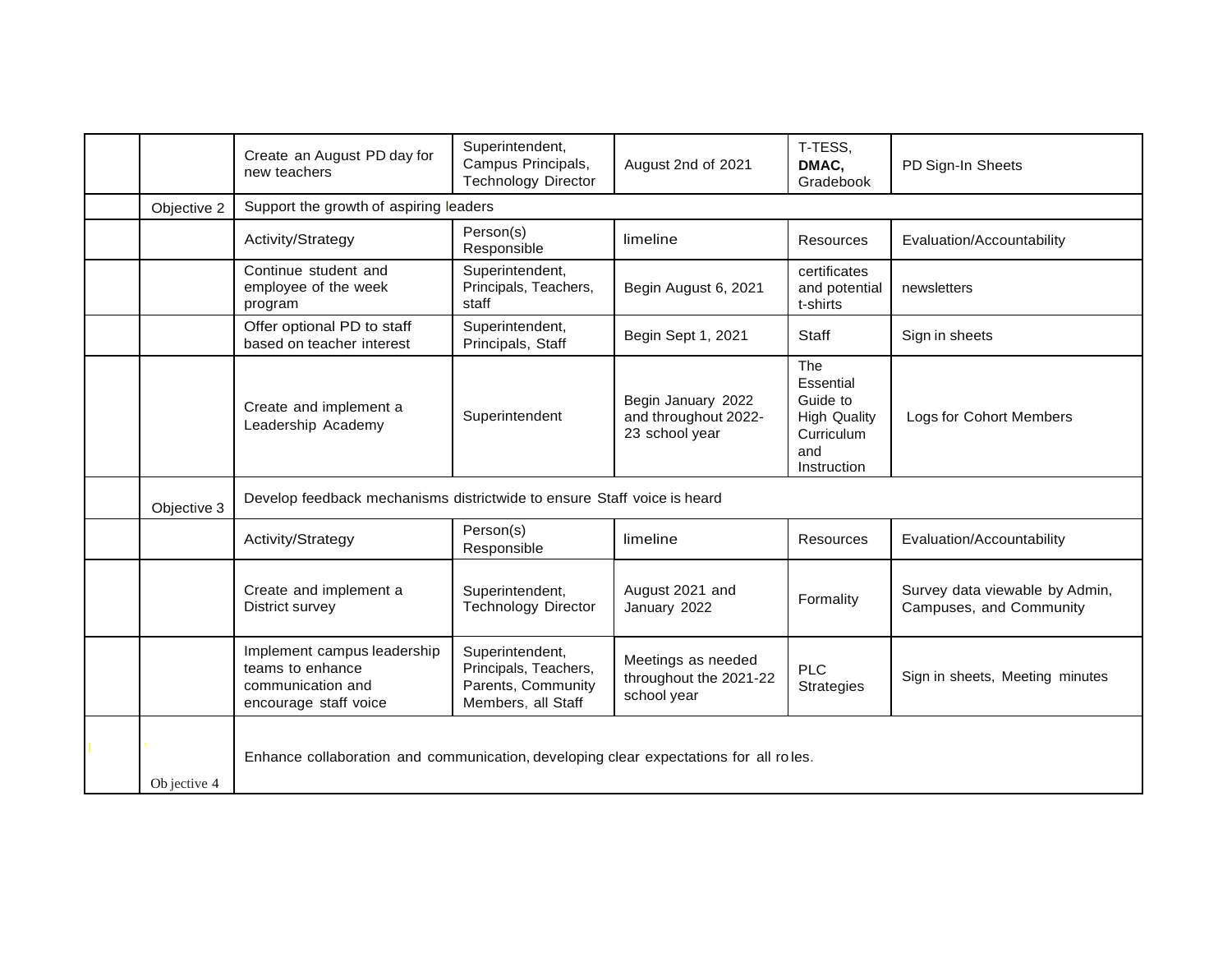| | | | | | | |
|---|---|---|---|---|---|---|
| | | Create an August PD day for new teachers | Superintendent, Campus Principals, Technology Director | August 2nd of 2021 | T-TESS, **DMAC,** Gradebook | PD Sign-In Sheets |
| | Objective 2 | Support the growth of aspiring leaders | | | | |
| | | Activity/Strategy | Person(s) Responsible | limeline | Resources | Evaluation/Accountability |
| | | Continue student and employee of the week program | Superintendent, Principals, Teachers, staff | Begin August 6, 2021 | certificates and potential t-shirts | newsletters |
| | | Offer optional PD to staff based on teacher interest | Superintendent, Principals, Staff | Begin Sept 1, 2021 | Staff | Sign in sheets |
| | | Create and implement a Leadership Academy | Superintendent | Begin January 2022 and throughout 2022-23 school year | The Essential Guide to High Quality Curriculum and Instruction | Logs for Cohort Members |
| | Objective 3 | Develop feedback mechanisms districtwide to ensure Staff voice is heard | | | | |
| | | Activity/Strategy | Person(s) Responsible | limeline | Resources | Evaluation/Accountability |
| | | Create and implement a District survey | Superintendent, Technology Director | August 2021 and January 2022 | Formality | Survey data viewable by Admin, Campuses, and Community |
| | | Implement campus leadership teams to enhance communication and encourage staff voice | Superintendent, Principals, Teachers, Parents, Community Members, all Staff | Meetings as needed throughout the 2021-22 school year | PLC Strategies | Sign in sheets, Meeting minutes |
| | Objective 4 | Enhance collaboration and communication, developing clear expectations for all roles. | | | | |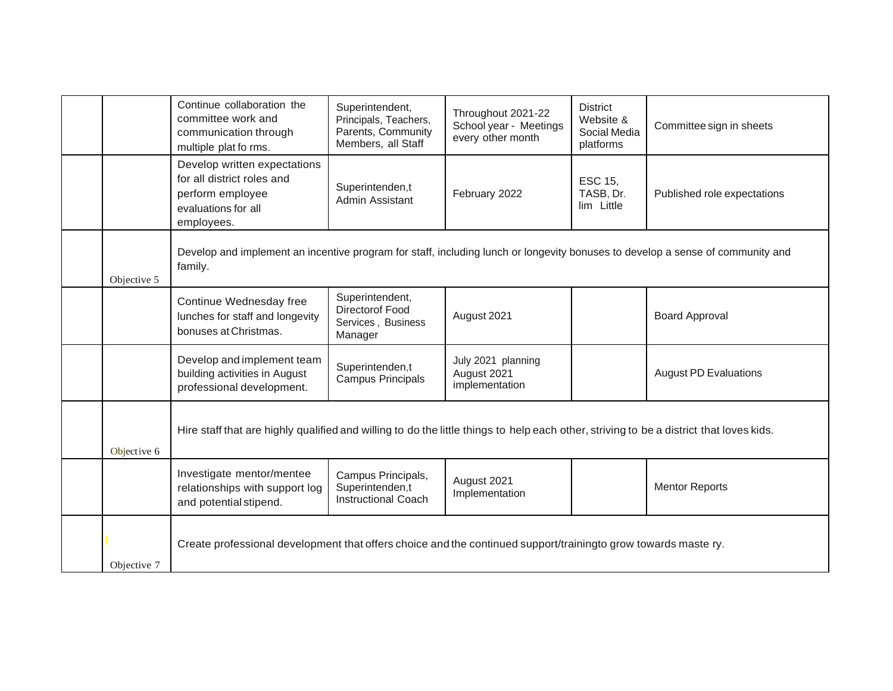| | | | | | | |
|---|---|---|---|---|---|---|
| | | Continue collaboration the committee work and communication through multiple plat fo rms. | Superintendent, Principals, Teachers, Parents, Community Members, all Staff | Throughout 2021-22 School year - Meetings every other month | District Website & Social Media platforms | Committee sign in sheets |
| | | Develop written expectations for all district roles and perform employee evaluations for all employees. | Superintenden,t Admin Assistant | February 2022 | ESC 15, TASB, Dr. lim Little | Published role expectations |
| | Objective 5 | Develop and implement an incentive program for staff, including lunch or longevity bonuses to develop a sense of community and family. | | | | |
| | | Continue Wednesday free lunches for staff and longevity bonuses at Christmas. | Superintendent, Directorof Food Services , Business Manager | August 2021 | | Board Approval |
| | | Develop and implement team building activities in August professional development. | Superintenden,t Campus Principals | July 2021 planning August 2021 implementation | | August PD Evaluations |
| | Objective 6 | Hire staff that are highly qualified and willing to do the little things to help each other, striving to be a district that loves kids. | | | | |
| | | Investigate mentor/mentee relationships with support log and potential stipend. | Campus Principals, Superintenden,t Instructional Coach | August 2021 Implementation | | Mentor Reports |
| | Objective 7 | Create professional development that offers choice and the continued support/trainingto grow towards maste ry. | | | | |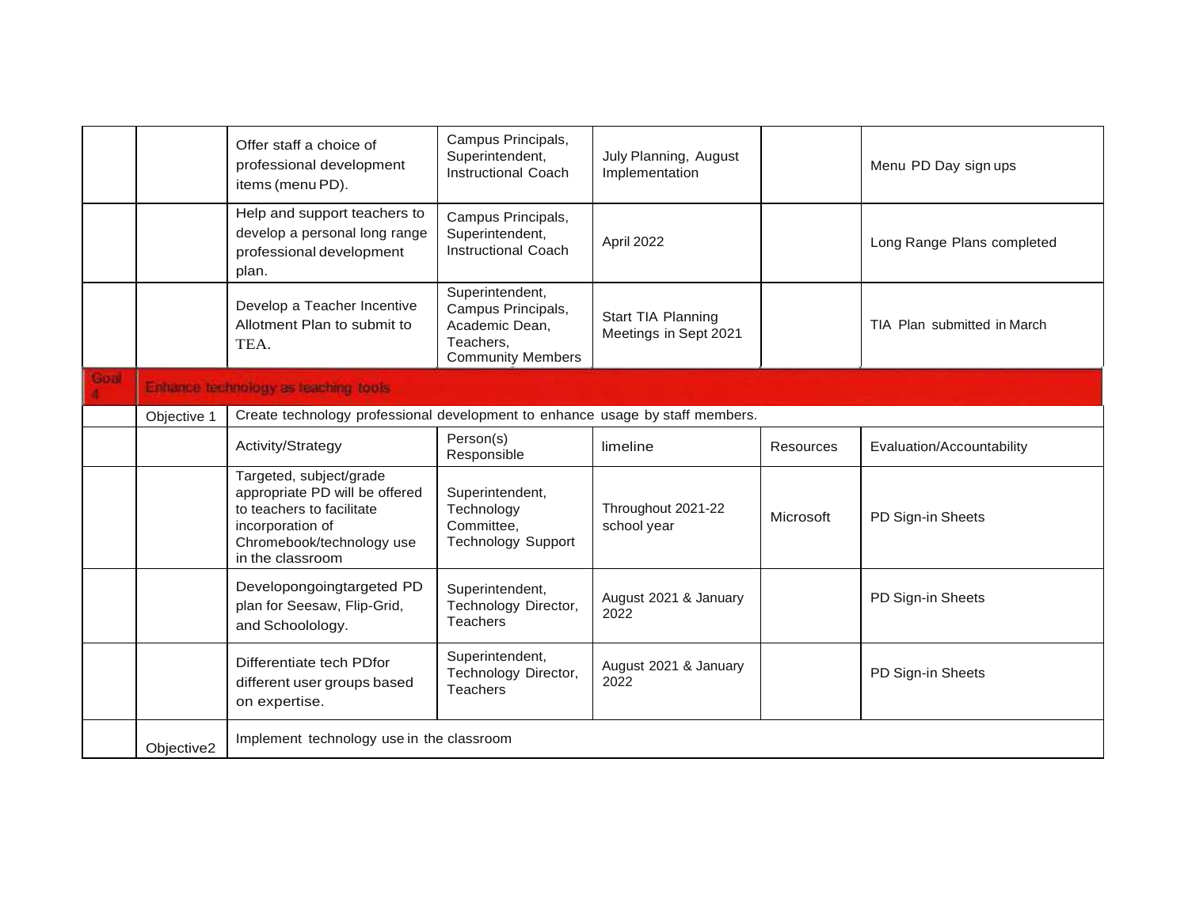| | | | | | | |
|---|---|---|---|---|---|---|
| | | Offer staff a choice of professional development items (menu PD). | Campus Principals, Superintendent, Instructional Coach | July Planning, August Implementation | | Menu PD Day sign ups |
| | | Help and support teachers to develop a personal long range professional development plan. | Campus Principals, Superintendent, Instructional Coach | April 2022 | | Long Range Plans completed |
| | | Develop a Teacher Incentive Allotment Plan to submit to TEA. | Superintendent, Campus Principals, Academic Dean, Teachers, Community Members | Start TIA Planning Meetings in Sept 2021 | | TIA Plan submitted in March |
| Goal 4 | Enhance technology as teaching tools | | | | | |
| | Objective 1 | Create technology professional development to enhance usage by staff members. | | | | |
| | | Activity/Strategy | Person(s) Responsible | limeline | Resources | Evaluation/Accountability |
| | | Targeted, subject/grade appropriate PD will be offered to teachers to facilitate incorporation of Chromebook/technology use in the classroom | Superintendent, Technology Committee, Technology Support | Throughout 2021-22 school year | Microsoft | PD Sign-in Sheets |
| | | Developongoingtargeted PD plan for Seesaw, Flip-Grid, and Schoolology. | Superintendent, Technology Director, Teachers | August 2021 & January 2022 | | PD Sign-in Sheets |
| | | Differentiate tech PDfor different user groups based on expertise. | Superintendent, Technology Director, Teachers | August 2021 & January 2022 | | PD Sign-in Sheets |
| | Objective2 | Implement technology use in the classroom | | | | |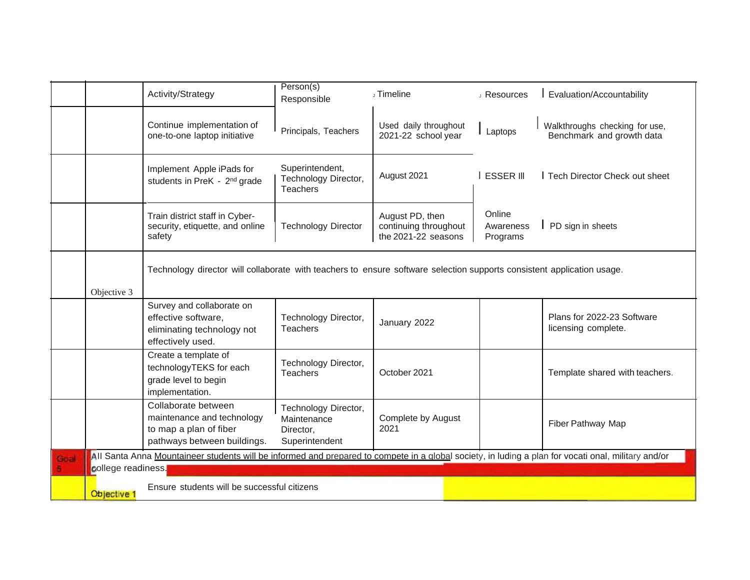| | | Activity/Strategy | Person(s) Responsible | Timeline | Resources | Evaluation/Accountability |
|---|---|---|---|---|---|---|
| | | Continue implementation of one-to-one laptop initiative | Principals, Teachers | Used daily throughout 2021-22 school year | Laptops | Walkthroughs checking for use, Benchmark and growth data |
| | | Implement Apple iPads for students in PreK - 2nd grade | Superintendent, Technology Director, Teachers | August 2021 | ESSER III | Tech Director Check out sheet |
| | | Train district staff in Cyber-security, etiquette, and online safety | Technology Director | August PD, then continuing throughout the 2021-22 seasons | Online Awareness Programs | PD sign in sheets |
| | Objective 3 | Technology director will collaborate with teachers to ensure software selection supports consistent application usage. | | | | |
| | | Survey and collaborate on effective software, eliminating technology not effectively used. | Technology Director, Teachers | January 2022 | | Plans for 2022-23 Software licensing complete. |
| | | Create a template of technologyTEKS for each grade level to begin implementation. | Technology Director, Teachers | October 2021 | | Template shared with teachers. |
| | | Collaborate between maintenance and technology to map a plan of fiber pathways between buildings. | Technology Director, Maintenance Director, Superintendent | Complete by August 2021 | | Fiber Pathway Map |
| Goal 5 | All Santa Anna Mountaineer students will be informed and prepared to compete in a global society, in luding a plan for vocati onal, military and/or college readiness. | | | | | |
| | Objective 1 | Ensure students will be successful citizens | | | | |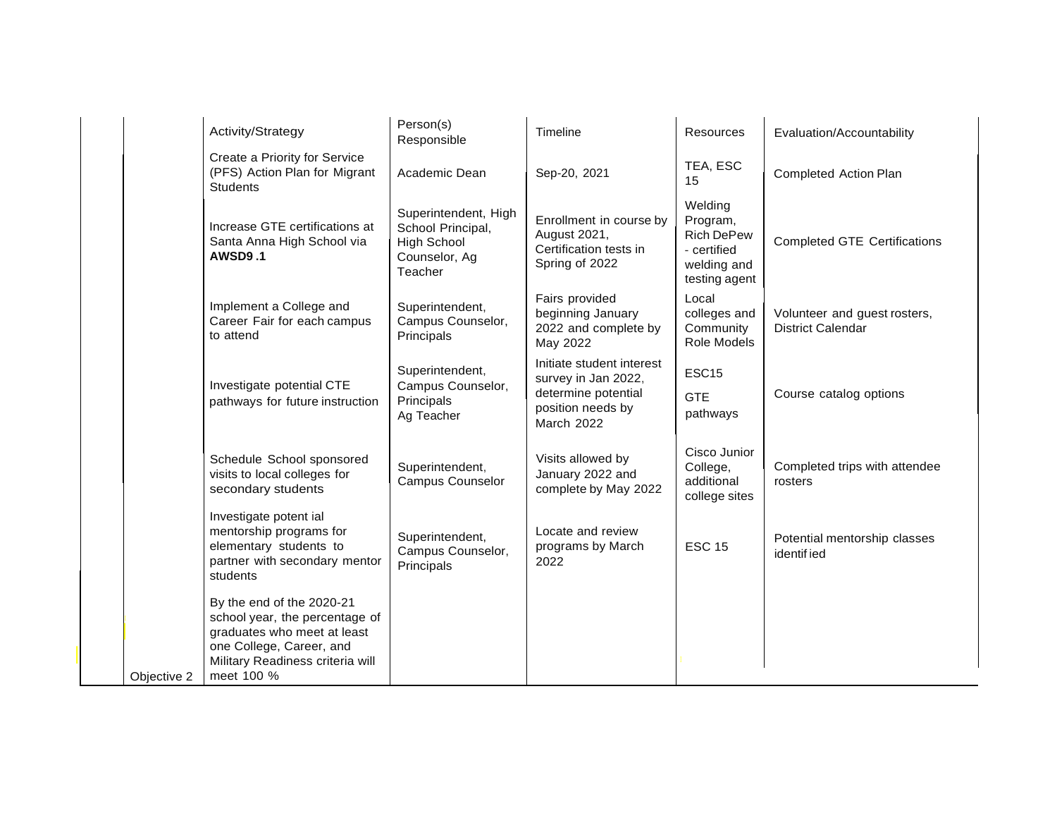| | Activity/Strategy | Person(s) Responsible | Timeline | Resources | Evaluation/Accountability |
|---|---|---|---|---|---|
| | Create a Priority for Service (PFS) Action Plan for Migrant Students | Academic Dean | Sep-20, 2021 | TEA, ESC 15 | Completed Action Plan |
| | Increase GTE certifications at Santa Anna High School via **AWSD9 .1** | Superintendent, High School Principal, High School Counselor, Ag Teacher | Enrollment in course by August 2021, Certification tests in Spring of 2022 | Welding Program, Rich DePew - certified welding and testing agent | Completed GTE Certifications |
| | Implement a College and Career Fair for each campus to attend | Superintendent, Campus Counselor, Principals | Fairs provided beginning January 2022 and complete by May 2022 | Local colleges and Community Role Models | Volunteer and guest rosters, District Calendar |
| | Investigate potential CTE pathways for future instruction | Superintendent, Campus Counselor, Principals Ag Teacher | Initiate student interest survey in Jan 2022, determine potential position needs by March 2022 | ESC15 GTE pathways | Course catalog options |
| | Schedule School sponsored visits to local colleges for secondary students | Superintendent, Campus Counselor | Visits allowed by January 2022 and complete by May 2022 | Cisco Junior College, additional college sites | Completed trips with attendee rosters |
| | Investigate potent ial mentorship programs for elementary students to partner with secondary mentor students | Superintendent, Campus Counselor, Principals | Locate and review programs by March 2022 | ESC 15 | Potential mentorship classes identif ied |
| Objective 2 | By the end of the 2020-21 school year, the percentage of graduates who meet at least one College, Career, and Military Readiness criteria will meet 100 % | | | | |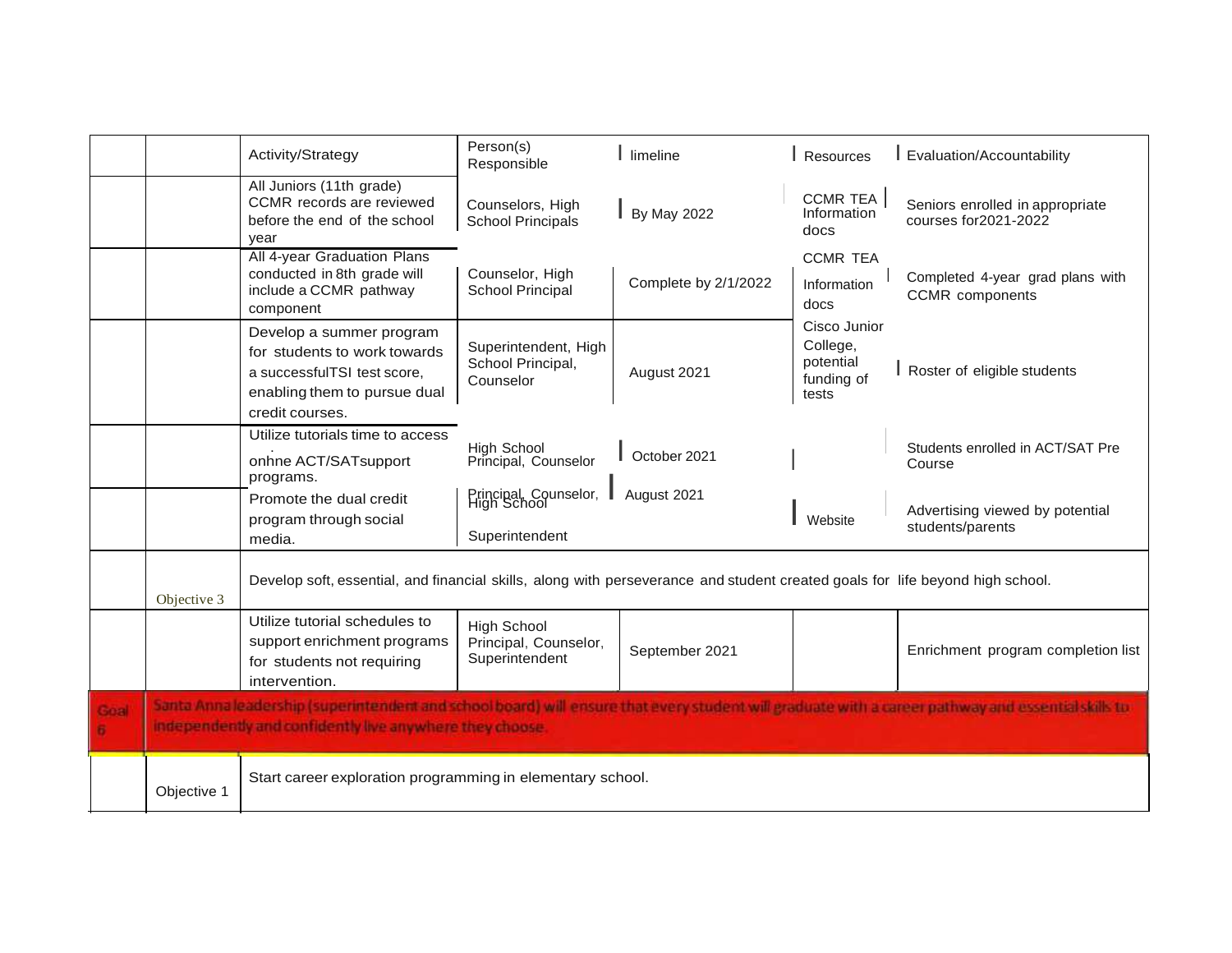| | | Activity/Strategy | Person(s) Responsible | limeline | Resources | Evaluation/Accountability |
|---|---|---|---|---|---|---|
| | | All Juniors (11th grade) CCMR records are reviewed before the end of the school year | Counselors, High School Principals | By May 2022 | CCMR TEA Information docs | Seniors enrolled in appropriate courses for2021-2022 |
| | | All 4-year Graduation Plans conducted in 8th grade will include a CCMR pathway component | Counselor, High School Principal | Complete by 2/1/2022 | CCMR TEA Information docs | Completed 4-year grad plans with CCMR components |
| | | Develop a summer program for students to work towards a successfulTSI test score, enabling them to pursue dual credit courses. | Superintendent, High School Principal, Counselor | August 2021 | Cisco Junior College, potential funding of tests | Roster of eligible students |
| | | Utilize tutorials time to access onhne ACT/SATsupport programs. | High School Principal, Counselor | October 2021 | | Students enrolled in ACT/SAT Pre Course |
| | | Promote the dual credit program through social media. | Principal, Counselor, High School Superintendent | August 2021 | Website | Advertising viewed by potential students/parents |
| | Objective 3 | Develop soft, essential, and financial skills, along with perseverance and student created goals for life beyond high school. | | | | |
| | | Utilize tutorial schedules to support enrichment programs for students not requiring intervention. | High School Principal, Counselor, Superintendent | September 2021 | | Enrichment program completion list |
| Goal 6 | Santa Anna leadership (superintendent and school board) will ensure that every student will graduate with a career pathway and essential skills to independently and confidently live anywhere they choose. | | | | | |
| | Objective 1 | Start career exploration programming in elementary school. | | | | |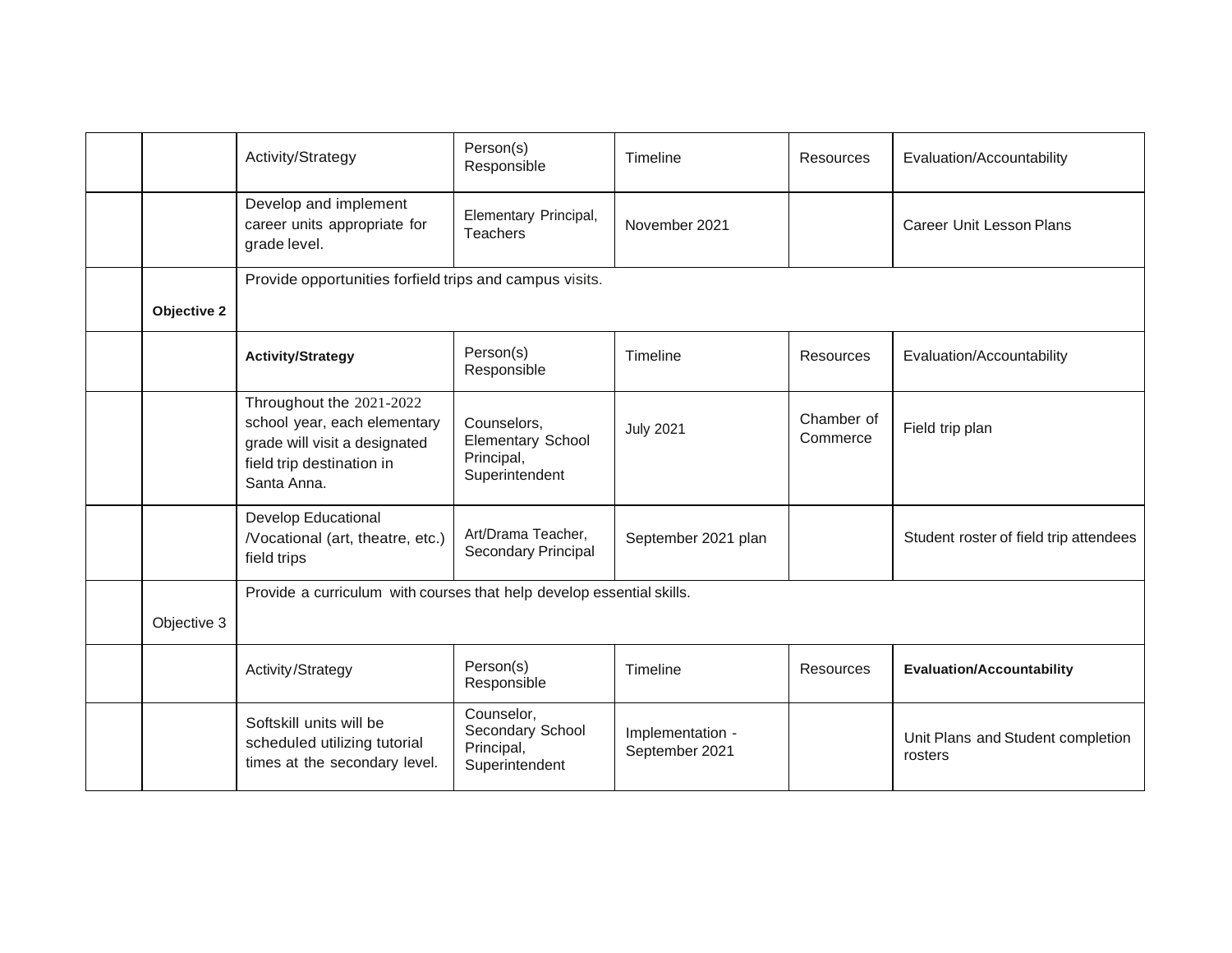| | | Activity/Strategy | Person(s) Responsible | Timeline | Resources | Evaluation/Accountability |
|---|---|---|---|---|---|---|
| | | Develop and implement career units appropriate for grade level. | Elementary Principal, Teachers | November 2021 | | Career Unit Lesson Plans |
| | **Objective 2** | Provide opportunities forfield trips and campus visits. | | | | |
| | | **Activity/Strategy** | Person(s) Responsible | Timeline | Resources | Evaluation/Accountability |
| | | Throughout the 2021-2022 school year, each elementary grade will visit a designated field trip destination in Santa Anna. | Counselors, Elementary School Principal, Superintendent | July 2021 | Chamber of Commerce | Field trip plan |
| | | Develop Educational /Vocational (art, theatre, etc.) field trips | Art/Drama Teacher, Secondary Principal | September 2021 plan | | Student roster of field trip attendees |
| | Objective 3 | Provide a curriculum with courses that help develop essential skills. | | | | |
| | | Activity/Strategy | Person(s) Responsible | Timeline | Resources | **Evaluation/Accountability** |
| | | Softskill units will be scheduled utilizing tutorial times at the secondary level. | Counselor, Secondary School Principal, Superintendent | Implementation - September 2021 | | Unit Plans and Student completion rosters |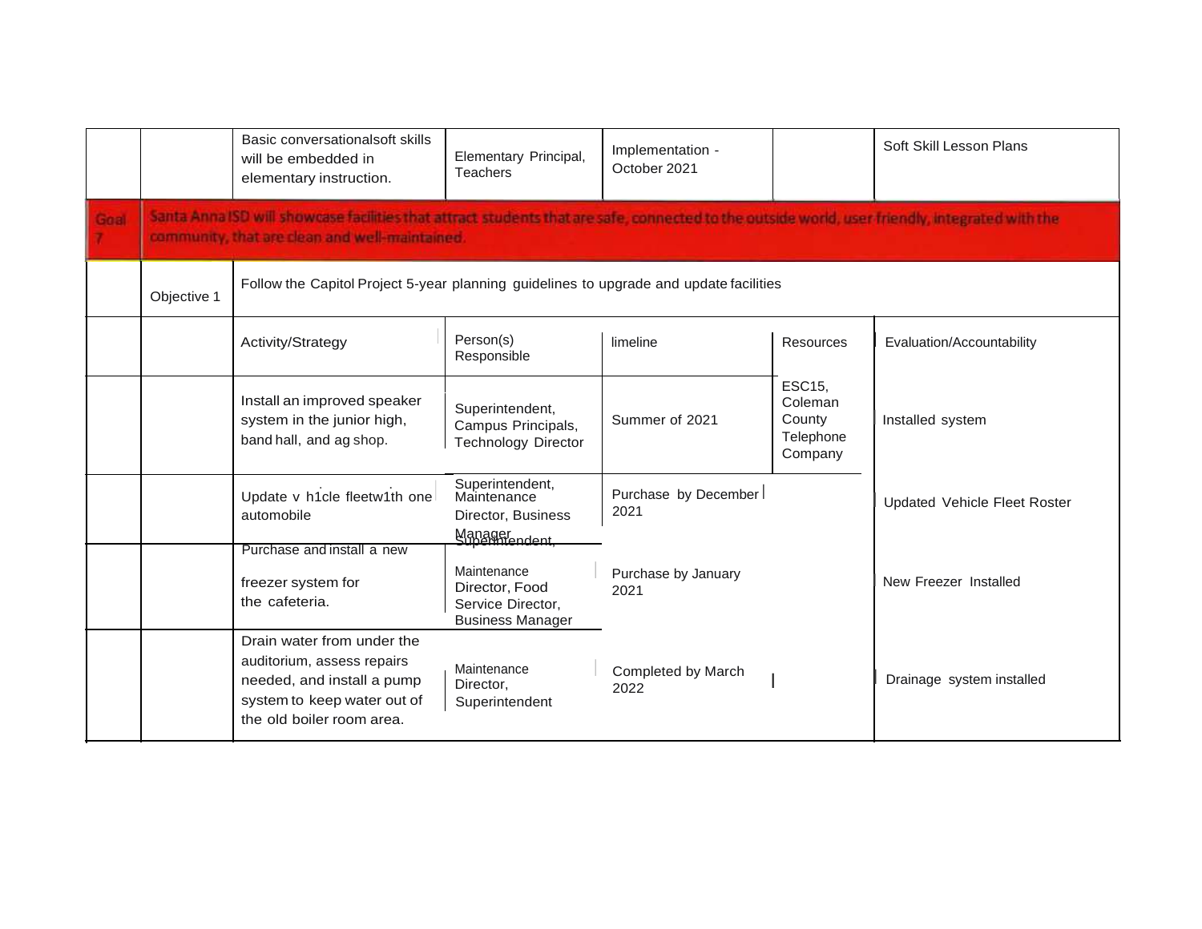| | | | | | | |
|---|---|---|---|---|---|---|
| | | Basic conversationalsoft skills will be embedded in elementary instruction. | Elementary Principal, Teachers | Implementation - October 2021 | | Soft Skill Lesson Plans |
| Goal 7 | Santa Anna ISD will showcase facilities that attract students that are safe, connected to the outside world, user-friendly, integrated with the community, that are clean and well-maintained. | | | | | |
| | Objective 1 | Follow the Capitol Project 5-year planning guidelines to upgrade and update facilities | | | | |
| | | Activity/Strategy | Person(s) Responsible | limeline | Resources | Evaluation/Accountability |
| | | Install an improved speaker system in the junior high, band hall, and ag shop. | Superintendent, Campus Principals, Technology Director | Summer of 2021 | ESC15, Coleman County Telephone Company | Installed system |
| | | Update v h1cle fleetw1th one automobile | Superintendent, Maintenance Director, Business Manager | Purchase by December 2021 | | Updated Vehicle Fleet Roster |
| | | Purchase and install a new freezer system for the cafeteria. | Superintendent, Maintenance Director, Food Service Director, Business Manager | Purchase by January 2021 | | New Freezer Installed |
| | | Drain water from under the auditorium, assess repairs needed, and install a pump system to keep water out of the old boiler room area. | Maintenance Director, Superintendent | Completed by March 2022 | | Drainage system installed |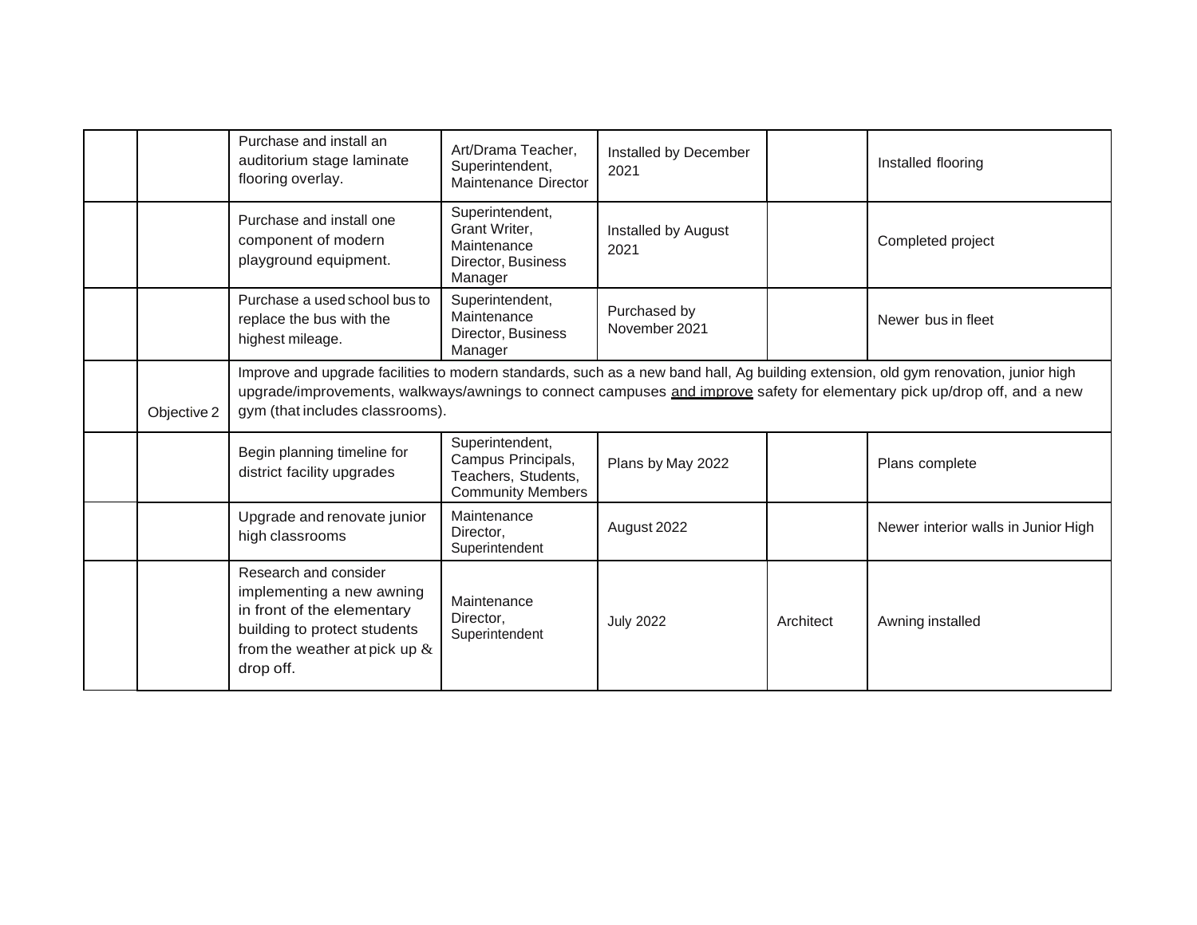| | | | | | | |
|---|---|---|---|---|---|---|
| | | Purchase and install an auditorium stage laminate flooring overlay. | Art/Drama Teacher, Superintendent, Maintenance Director | Installed by December 2021 | | Installed flooring |
| | | Purchase and install one component of modern playground equipment. | Superintendent, Grant Writer, Maintenance Director, Business Manager | Installed by August 2021 | | Completed project |
| | | Purchase a used school bus to replace the bus with the highest mileage. | Superintendent, Maintenance Director, Business Manager | Purchased by November 2021 | | Newer bus in fleet |
| | Objective 2 | Improve and upgrade facilities to modern standards, such as a new band hall, Ag building extension, old gym renovation, junior high upgrade/improvements, walkways/awnings to connect campuses <u>and improve</u> safety for elementary pick up/drop off, and a new gym (that includes classrooms). | | | | |
| | | Begin planning timeline for district facility upgrades | Superintendent, Campus Principals, Teachers, Students, Community Members | Plans by May 2022 | | Plans complete |
| | | Upgrade and renovate junior high classrooms | Maintenance Director, Superintendent | August 2022 | | Newer interior walls in Junior High |
| | | Research and consider implementing a new awning in front of the elementary building to protect students from the weather at pick up & drop off. | Maintenance Director, Superintendent | July 2022 | Architect | Awning installed |